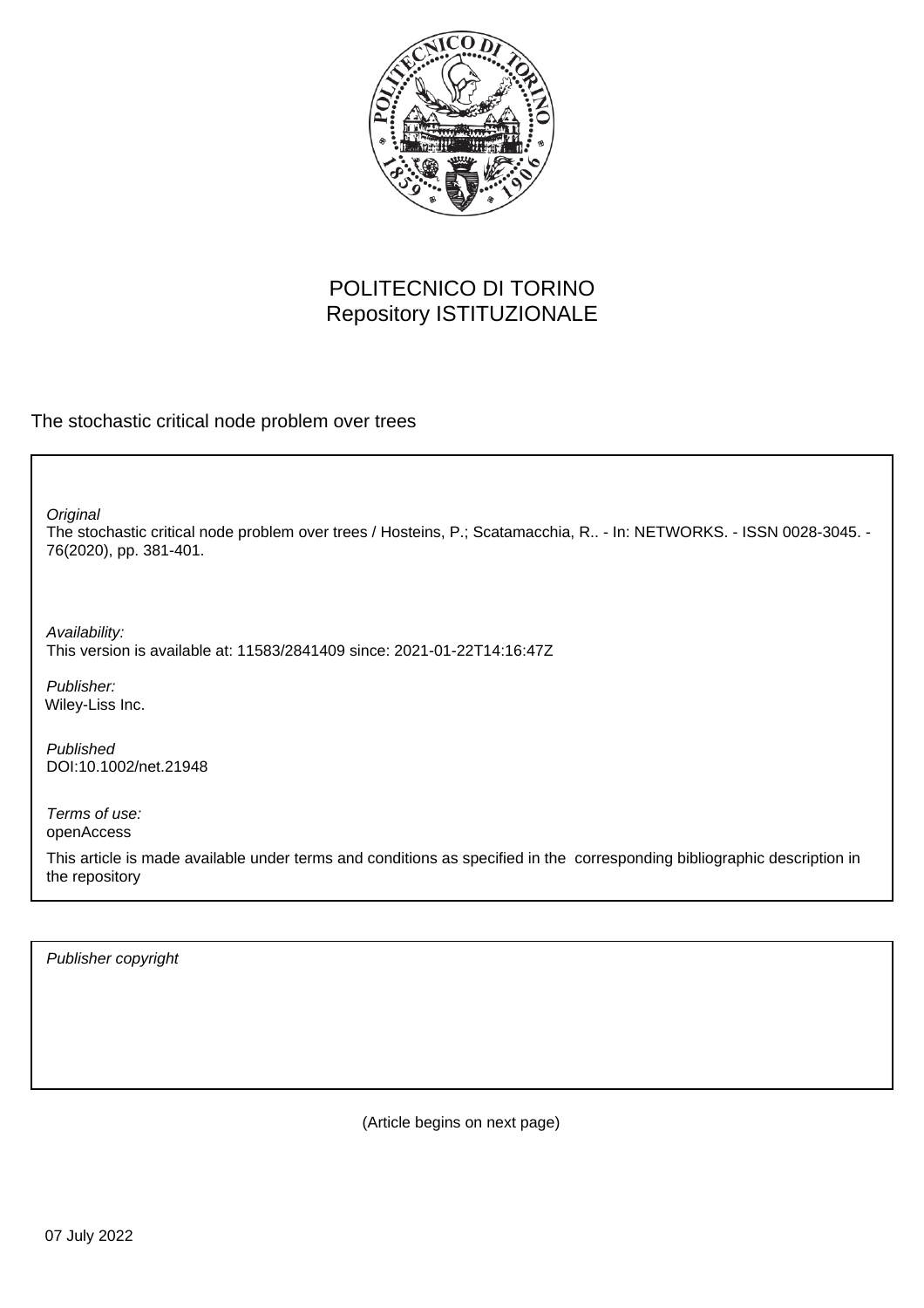POLITECNICO DI TORINO
Repository ISTITUZIONALE

The stochastic critical node problem over trees

*Original*
The stochastic critical node problem over trees / Hosteins, P.; Scatamacchia, R.. - In: NETWORKS. - ISSN 0028-3045. - 76(2020), pp. 381-401.

*Availability:*
This version is available at: 11583/2841409 since: 2021-01-22T14:16:47Z

*Publisher:*
Wiley-Liss Inc.

*Published*
DOI:10.1002/net.21948

*Terms of use:*
openAccess

This article is made available under terms and conditions as specified in the corresponding bibliographic description in the repository

*Publisher copyright*

(Article begins on next page)

07 July 2022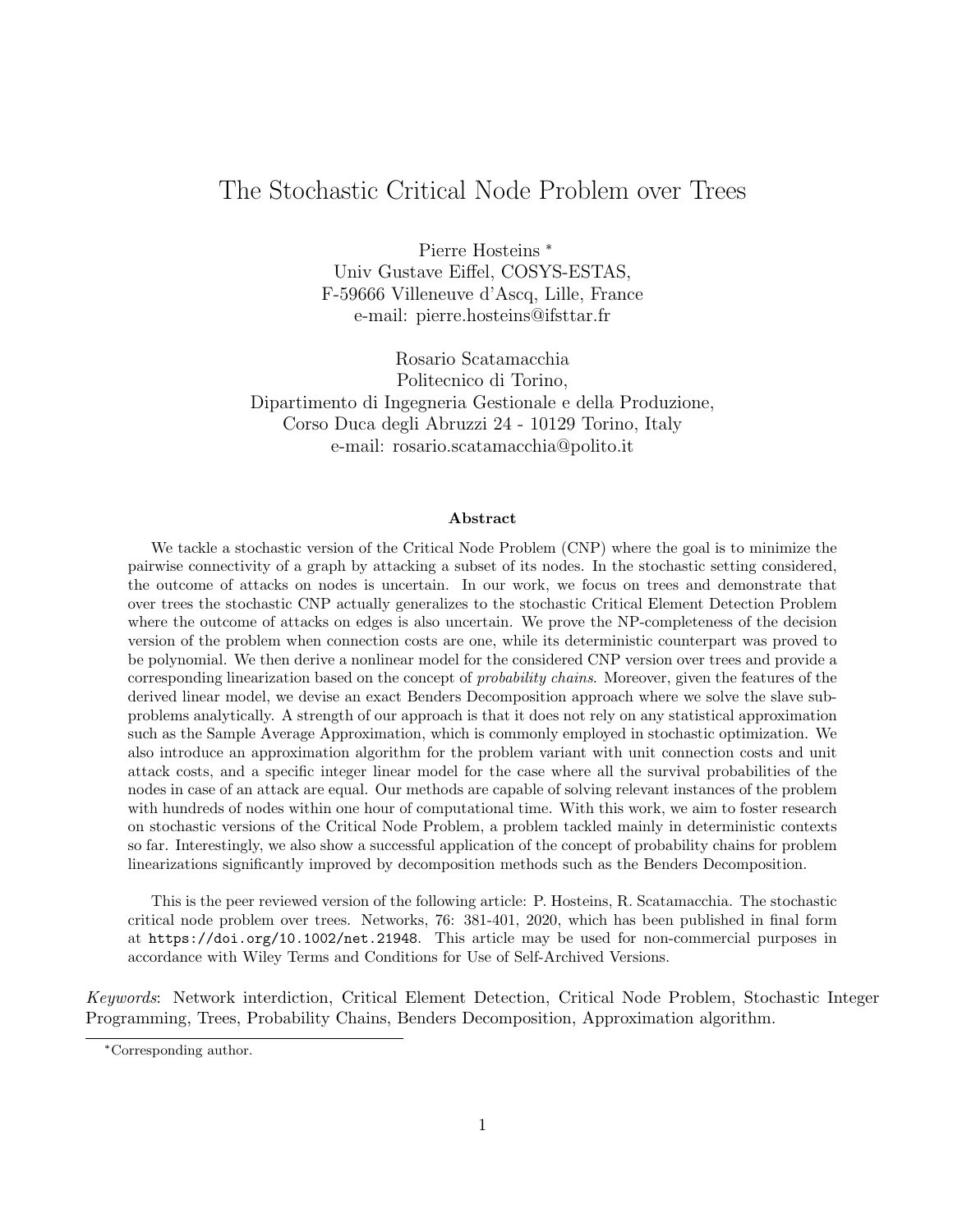# The Stochastic Critical Node Problem over Trees

Pierre Hosteins *
Univ Gustave Eiffel, COSYS-ESTAS,
F-59666 Villeneuve d'Ascq, Lille, France
e-mail: pierre.hosteins@ifsttar.fr

Rosario Scatamacchia
Politecnico di Torino,
Dipartimento di Ingegneria Gestionale e della Produzione,
Corso Duca degli Abruzzi 24 - 10129 Torino, Italy
e-mail: rosario.scatamacchia@polito.it

### Abstract

We tackle a stochastic version of the Critical Node Problem (CNP) where the goal is to minimize the pairwise connectivity of a graph by attacking a subset of its nodes. In the stochastic setting considered, the outcome of attacks on nodes is uncertain. In our work, we focus on trees and demonstrate that over trees the stochastic CNP actually generalizes to the stochastic Critical Element Detection Problem where the outcome of attacks on edges is also uncertain. We prove the NP-completeness of the decision version of the problem when connection costs are one, while its deterministic counterpart was proved to be polynomial. We then derive a nonlinear model for the considered CNP version over trees and provide a corresponding linearization based on the concept of *probability chains*. Moreover, given the features of the derived linear model, we devise an exact Benders Decomposition approach where we solve the slave subproblems analytically. A strength of our approach is that it does not rely on any statistical approximation such as the Sample Average Approximation, which is commonly employed in stochastic optimization. We also introduce an approximation algorithm for the problem variant with unit connection costs and unit attack costs, and a specific integer linear model for the case where all the survival probabilities of the nodes in case of an attack are equal. Our methods are capable of solving relevant instances of the problem with hundreds of nodes within one hour of computational time. With this work, we aim to foster research on stochastic versions of the Critical Node Problem, a problem tackled mainly in deterministic contexts so far. Interestingly, we also show a successful application of the concept of probability chains for problem linearizations significantly improved by decomposition methods such as the Benders Decomposition.

This is the peer reviewed version of the following article: P. Hosteins, R. Scatamacchia. The stochastic critical node problem over trees. Networks, 76: 381-401, 2020, which has been published in final form at https://doi.org/10.1002/net.21948. This article may be used for non-commercial purposes in accordance with Wiley Terms and Conditions for Use of Self-Archived Versions.

*Keywords*: Network interdiction, Critical Element Detection, Critical Node Problem, Stochastic Integer Programming, Trees, Probability Chains, Benders Decomposition, Approximation algorithm.

*Corresponding author.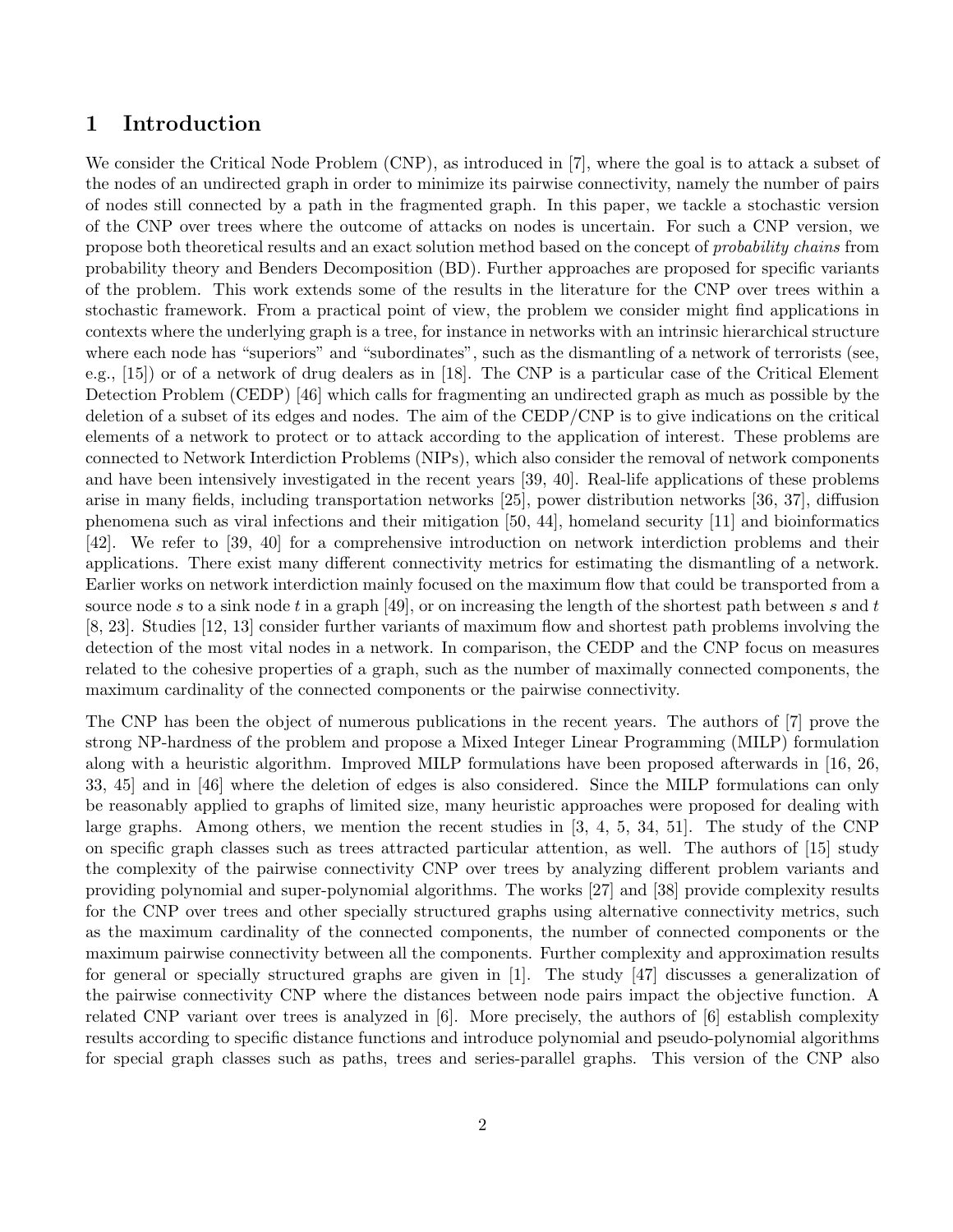# 1 Introduction

We consider the Critical Node Problem (CNP), as introduced in [7], where the goal is to attack a subset of the nodes of an undirected graph in order to minimize its pairwise connectivity, namely the number of pairs of nodes still connected by a path in the fragmented graph. In this paper, we tackle a stochastic version of the CNP over trees where the outcome of attacks on nodes is uncertain. For such a CNP version, we propose both theoretical results and an exact solution method based on the concept of *probability chains* from probability theory and Benders Decomposition (BD). Further approaches are proposed for specific variants of the problem. This work extends some of the results in the literature for the CNP over trees within a stochastic framework. From a practical point of view, the problem we consider might find applications in contexts where the underlying graph is a tree, for instance in networks with an intrinsic hierarchical structure where each node has "superiors" and "subordinates", such as the dismantling of a network of terrorists (see, e.g., [15]) or of a network of drug dealers as in [18]. The CNP is a particular case of the Critical Element Detection Problem (CEDP) [46] which calls for fragmenting an undirected graph as much as possible by the deletion of a subset of its edges and nodes. The aim of the CEDP/CNP is to give indications on the critical elements of a network to protect or to attack according to the application of interest. These problems are connected to Network Interdiction Problems (NIPs), which also consider the removal of network components and have been intensively investigated in the recent years [39, 40]. Real-life applications of these problems arise in many fields, including transportation networks [25], power distribution networks [36, 37], diffusion phenomena such as viral infections and their mitigation [50, 44], homeland security [11] and bioinformatics [42]. We refer to [39, 40] for a comprehensive introduction on network interdiction problems and their applications. There exist many different connectivity metrics for estimating the dismantling of a network. Earlier works on network interdiction mainly focused on the maximum flow that could be transported from a source node $s$ to a sink node $t$ in a graph [49], or on increasing the length of the shortest path between $s$ and $t$ [8, 23]. Studies [12, 13] consider further variants of maximum flow and shortest path problems involving the detection of the most vital nodes in a network. In comparison, the CEDP and the CNP focus on measures related to the cohesive properties of a graph, such as the number of maximally connected components, the maximum cardinality of the connected components or the pairwise connectivity.

The CNP has been the object of numerous publications in the recent years. The authors of [7] prove the strong NP-hardness of the problem and propose a Mixed Integer Linear Programming (MILP) formulation along with a heuristic algorithm. Improved MILP formulations have been proposed afterwards in [16, 26, 33, 45] and in [46] where the deletion of edges is also considered. Since the MILP formulations can only be reasonably applied to graphs of limited size, many heuristic approaches were proposed for dealing with large graphs. Among others, we mention the recent studies in [3, 4, 5, 34, 51]. The study of the CNP on specific graph classes such as trees attracted particular attention, as well. The authors of [15] study the complexity of the pairwise connectivity CNP over trees by analyzing different problem variants and providing polynomial and super-polynomial algorithms. The works [27] and [38] provide complexity results for the CNP over trees and other specially structured graphs using alternative connectivity metrics, such as the maximum cardinality of the connected components, the number of connected components or the maximum pairwise connectivity between all the components. Further complexity and approximation results for general or specially structured graphs are given in [1]. The study [47] discusses a generalization of the pairwise connectivity CNP where the distances between node pairs impact the objective function. A related CNP variant over trees is analyzed in [6]. More precisely, the authors of [6] establish complexity results according to specific distance functions and introduce polynomial and pseudo-polynomial algorithms for special graph classes such as paths, trees and series-parallel graphs. This version of the CNP also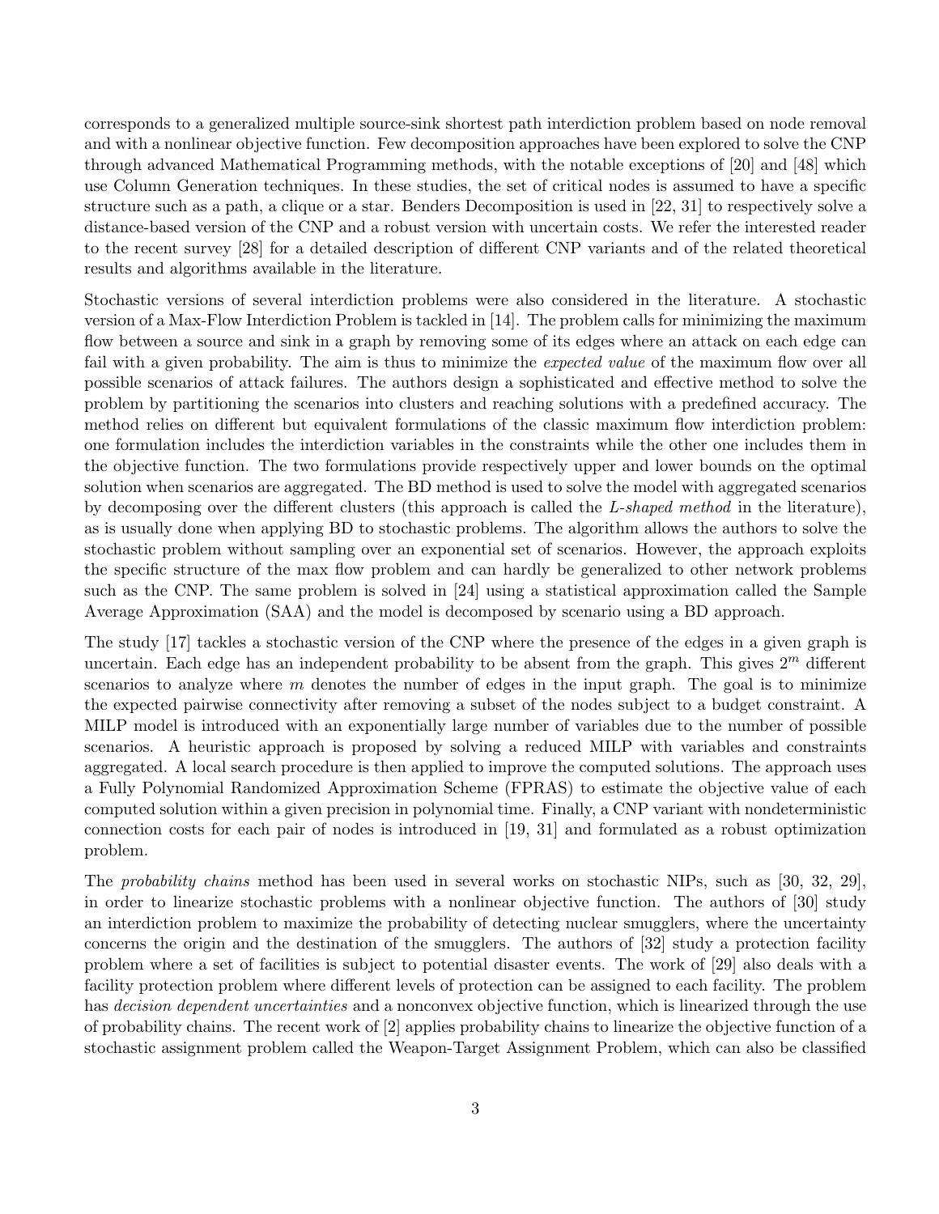corresponds to a generalized multiple source-sink shortest path interdiction problem based on node removal and with a nonlinear objective function. Few decomposition approaches have been explored to solve the CNP through advanced Mathematical Programming methods, with the notable exceptions of [20] and [48] which use Column Generation techniques. In these studies, the set of critical nodes is assumed to have a specific structure such as a path, a clique or a star. Benders Decomposition is used in [22, 31] to respectively solve a distance-based version of the CNP and a robust version with uncertain costs. We refer the interested reader to the recent survey [28] for a detailed description of different CNP variants and of the related theoretical results and algorithms available in the literature.

Stochastic versions of several interdiction problems were also considered in the literature. A stochastic version of a Max-Flow Interdiction Problem is tackled in [14]. The problem calls for minimizing the maximum flow between a source and sink in a graph by removing some of its edges where an attack on each edge can fail with a given probability. The aim is thus to minimize the *expected value* of the maximum flow over all possible scenarios of attack failures. The authors design a sophisticated and effective method to solve the problem by partitioning the scenarios into clusters and reaching solutions with a predefined accuracy. The method relies on different but equivalent formulations of the classic maximum flow interdiction problem: one formulation includes the interdiction variables in the constraints while the other one includes them in the objective function. The two formulations provide respectively upper and lower bounds on the optimal solution when scenarios are aggregated. The BD method is used to solve the model with aggregated scenarios by decomposing over the different clusters (this approach is called the *L-shaped method* in the literature), as is usually done when applying BD to stochastic problems. The algorithm allows the authors to solve the stochastic problem without sampling over an exponential set of scenarios. However, the approach exploits the specific structure of the max flow problem and can hardly be generalized to other network problems such as the CNP. The same problem is solved in [24] using a statistical approximation called the Sample Average Approximation (SAA) and the model is decomposed by scenario using a BD approach.

The study [17] tackles a stochastic version of the CNP where the presence of the edges in a given graph is uncertain. Each edge has an independent probability to be absent from the graph. This gives $2^m$ different scenarios to analyze where $m$ denotes the number of edges in the input graph. The goal is to minimize the expected pairwise connectivity after removing a subset of the nodes subject to a budget constraint. A MILP model is introduced with an exponentially large number of variables due to the number of possible scenarios. A heuristic approach is proposed by solving a reduced MILP with variables and constraints aggregated. A local search procedure is then applied to improve the computed solutions. The approach uses a Fully Polynomial Randomized Approximation Scheme (FPRAS) to estimate the objective value of each computed solution within a given precision in polynomial time. Finally, a CNP variant with nondeterministic connection costs for each pair of nodes is introduced in [19, 31] and formulated as a robust optimization problem.

The *probability chains* method has been used in several works on stochastic NIPs, such as [30, 32, 29], in order to linearize stochastic problems with a nonlinear objective function. The authors of [30] study an interdiction problem to maximize the probability of detecting nuclear smugglers, where the uncertainty concerns the origin and the destination of the smugglers. The authors of [32] study a protection facility problem where a set of facilities is subject to potential disaster events. The work of [29] also deals with a facility protection problem where different levels of protection can be assigned to each facility. The problem has *decision dependent uncertainties* and a nonconvex objective function, which is linearized through the use of probability chains. The recent work of [2] applies probability chains to linearize the objective function of a stochastic assignment problem called the Weapon-Target Assignment Problem, which can also be classified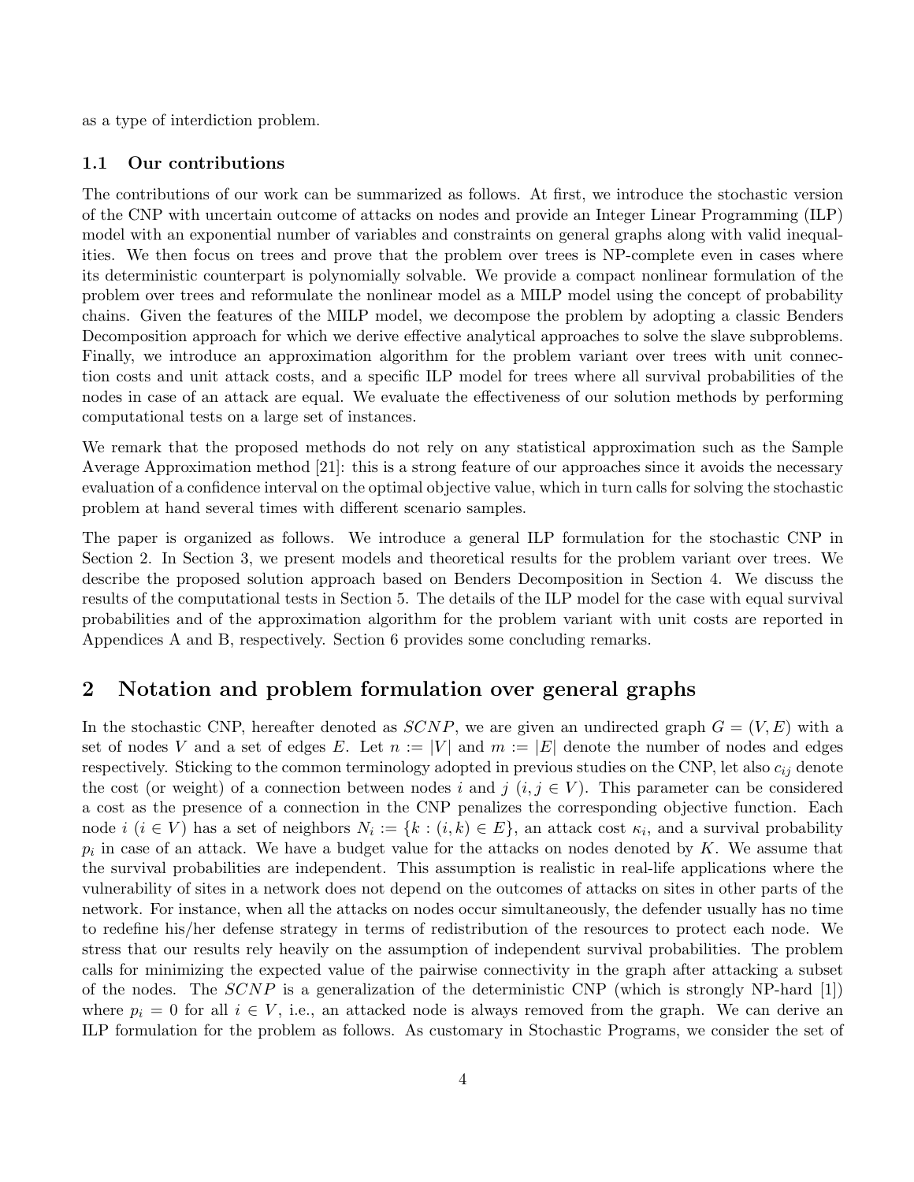as a type of interdiction problem.

### 1.1 Our contributions

The contributions of our work can be summarized as follows. At first, we introduce the stochastic version of the CNP with uncertain outcome of attacks on nodes and provide an Integer Linear Programming (ILP) model with an exponential number of variables and constraints on general graphs along with valid inequalities. We then focus on trees and prove that the problem over trees is NP-complete even in cases where its deterministic counterpart is polynomially solvable. We provide a compact nonlinear formulation of the problem over trees and reformulate the nonlinear model as a MILP model using the concept of probability chains. Given the features of the MILP model, we decompose the problem by adopting a classic Benders Decomposition approach for which we derive effective analytical approaches to solve the slave subproblems. Finally, we introduce an approximation algorithm for the problem variant over trees with unit connection costs and unit attack costs, and a specific ILP model for trees where all survival probabilities of the nodes in case of an attack are equal. We evaluate the effectiveness of our solution methods by performing computational tests on a large set of instances.

We remark that the proposed methods do not rely on any statistical approximation such as the Sample Average Approximation method [21]: this is a strong feature of our approaches since it avoids the necessary evaluation of a confidence interval on the optimal objective value, which in turn calls for solving the stochastic problem at hand several times with different scenario samples.

The paper is organized as follows. We introduce a general ILP formulation for the stochastic CNP in Section 2. In Section 3, we present models and theoretical results for the problem variant over trees. We describe the proposed solution approach based on Benders Decomposition in Section 4. We discuss the results of the computational tests in Section 5. The details of the ILP model for the case with equal survival probabilities and of the approximation algorithm for the problem variant with unit costs are reported in Appendices A and B, respectively. Section 6 provides some concluding remarks.

## 2 Notation and problem formulation over general graphs

In the stochastic CNP, hereafter denoted as $SCNP$, we are given an undirected graph $G = (V, E)$ with a set of nodes $V$ and a set of edges $E$. Let $n := |V|$ and $m := |E|$ denote the number of nodes and edges respectively. Sticking to the common terminology adopted in previous studies on the CNP, let also $c_{ij}$ denote the cost (or weight) of a connection between nodes $i$ and $j$ ($i, j \in V$). This parameter can be considered a cost as the presence of a connection in the CNP penalizes the corresponding objective function. Each node $i$ ($i \in V$) has a set of neighbors $N_i := \{k : (i, k) \in E\}$, an attack cost $\kappa_i$, and a survival probability $p_i$ in case of an attack. We have a budget value for the attacks on nodes denoted by $K$. We assume that the survival probabilities are independent. This assumption is realistic in real-life applications where the vulnerability of sites in a network does not depend on the outcomes of attacks on sites in other parts of the network. For instance, when all the attacks on nodes occur simultaneously, the defender usually has no time to redefine his/her defense strategy in terms of redistribution of the resources to protect each node. We stress that our results rely heavily on the assumption of independent survival probabilities. The problem calls for minimizing the expected value of the pairwise connectivity in the graph after attacking a subset of the nodes. The $SCNP$ is a generalization of the deterministic CNP (which is strongly NP-hard [1]) where $p_i = 0$ for all $i \in V$, i.e., an attacked node is always removed from the graph. We can derive an ILP formulation for the problem as follows. As customary in Stochastic Programs, we consider the set of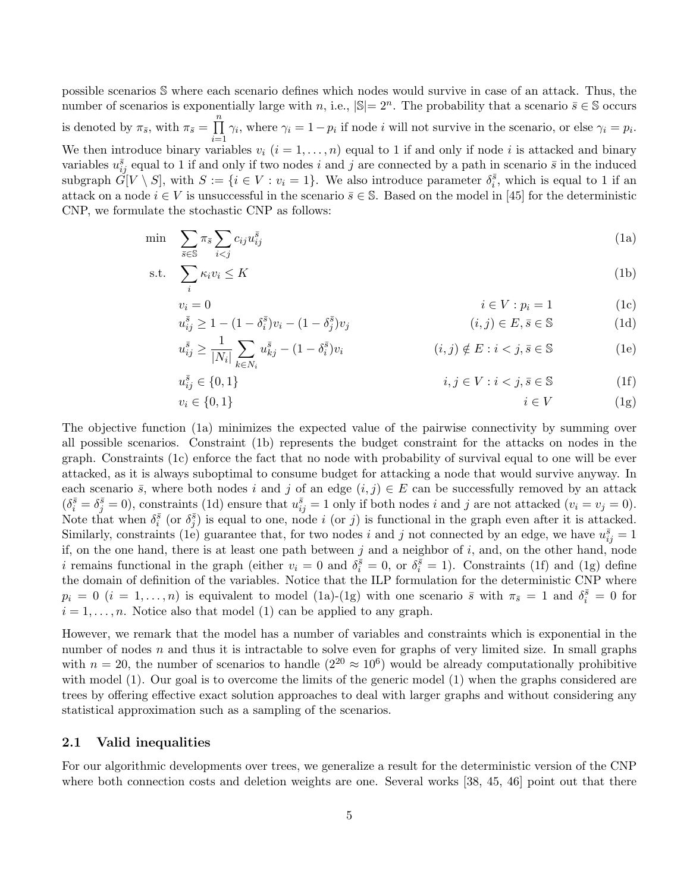possible scenarios $\mathbb{S}$ where each scenario defines which nodes would survive in case of an attack. Thus, the number of scenarios is exponentially large with $n$, i.e., $|\mathbb{S}| = 2^n$. The probability that a scenario $\bar{s} \in \mathbb{S}$ occurs is denoted by $\pi_{\bar{s}}$, with $\pi_{\bar{s}} = \prod_{i=1}^{n} \gamma_i$, where $\gamma_i = 1 - p_i$ if node $i$ will not survive in the scenario, or else $\gamma_i = p_i$. We then introduce binary variables $v_i$ ($i = 1, \ldots, n$) equal to 1 if and only if node $i$ is attacked and binary variables $u_{ij}^{\bar{s}}$ equal to 1 if and only if two nodes $i$ and $j$ are connected by a path in scenario $\bar{s}$ in the induced subgraph $G[V \setminus S]$, with $S := \{i \in V : v_i = 1\}$. We also introduce parameter $\delta_i^{\bar{s}}$, which is equal to 1 if an attack on a node $i \in V$ is unsuccessful in the scenario $\bar{s} \in \mathbb{S}$. Based on the model in [45] for the deterministic CNP, we formulate the stochastic CNP as follows:

$$\min \quad \sum_{\bar{s} \in \mathbb{S}} \pi_{\bar{s}} \sum_{i<j} c_{ij} u_{ij}^{\bar{s}} \tag{1a}$$

$$\text{s.t.} \quad \sum_{i} \kappa_i v_i \leq K \tag{1b}$$

$$v_i = 0 \qquad i \in V : p_i = 1 \tag{1c}$$

$$u_{ij}^{\bar{s}} \geq 1 - (1 - \delta_i^{\bar{s}}) v_i - (1 - \delta_j^{\bar{s}}) v_j \qquad (i,j) \in E, \bar{s} \in \mathbb{S} \tag{1d}$$

$$u_{ij}^{\bar{s}} \geq \frac{1}{|N_i|} \sum_{k \in N_i} u_{kj}^{\bar{s}} - (1 - \delta_i^{\bar{s}}) v_i \qquad (i,j) \notin E : i < j, \bar{s} \in \mathbb{S} \tag{1e}$$

$$u_{ij}^{\bar{s}} \in \{0, 1\} \qquad i, j \in V : i < j, \bar{s} \in \mathbb{S} \tag{1f}$$

$$v_i \in \{0, 1\} \qquad i \in V \tag{1g}$$

The objective function (1a) minimizes the expected value of the pairwise connectivity by summing over all possible scenarios. Constraint (1b) represents the budget constraint for the attacks on nodes in the graph. Constraints (1c) enforce the fact that no node with probability of survival equal to one will be ever attacked, as it is always suboptimal to consume budget for attacking a node that would survive anyway. In each scenario $\bar{s}$, where both nodes $i$ and $j$ of an edge $(i, j) \in E$ can be successfully removed by an attack ($\delta_i^{\bar{s}} = \delta_j^{\bar{s}} = 0$), constraints (1d) ensure that $u_{ij}^{\bar{s}} = 1$ only if both nodes $i$ and $j$ are not attacked ($v_i = v_j = 0$). Note that when $\delta_i^{\bar{s}}$ (or $\delta_j^{\bar{s}}$) is equal to one, node $i$ (or $j$) is functional in the graph even after it is attacked. Similarly, constraints (1e) guarantee that, for two nodes $i$ and $j$ not connected by an edge, we have $u_{ij}^{\bar{s}} = 1$ if, on the one hand, there is at least one path between $j$ and a neighbor of $i$, and, on the other hand, node $i$ remains functional in the graph (either $v_i = 0$ and $\delta_i^{\bar{s}} = 0$, or $\delta_i^{\bar{s}} = 1$). Constraints (1f) and (1g) define the domain of definition of the variables. Notice that the ILP formulation for the deterministic CNP where $p_i = 0$ ($i = 1, \ldots, n$) is equivalent to model (1a)-(1g) with one scenario $\bar{s}$ with $\pi_{\bar{s}} = 1$ and $\delta_i^{\bar{s}} = 0$ for $i = 1, \ldots, n$. Notice also that model (1) can be applied to any graph.

However, we remark that the model has a number of variables and constraints which is exponential in the number of nodes $n$ and thus it is intractable to solve even for graphs of very limited size. In small graphs with $n = 20$, the number of scenarios to handle ($2^{20} \approx 10^6$) would be already computationally prohibitive with model (1). Our goal is to overcome the limits of the generic model (1) when the graphs considered are trees by offering effective exact solution approaches to deal with larger graphs and without considering any statistical approximation such as a sampling of the scenarios.

## 2.1 Valid inequalities

For our algorithmic developments over trees, we generalize a result for the deterministic version of the CNP where both connection costs and deletion weights are one. Several works [38, 45, 46] point out that there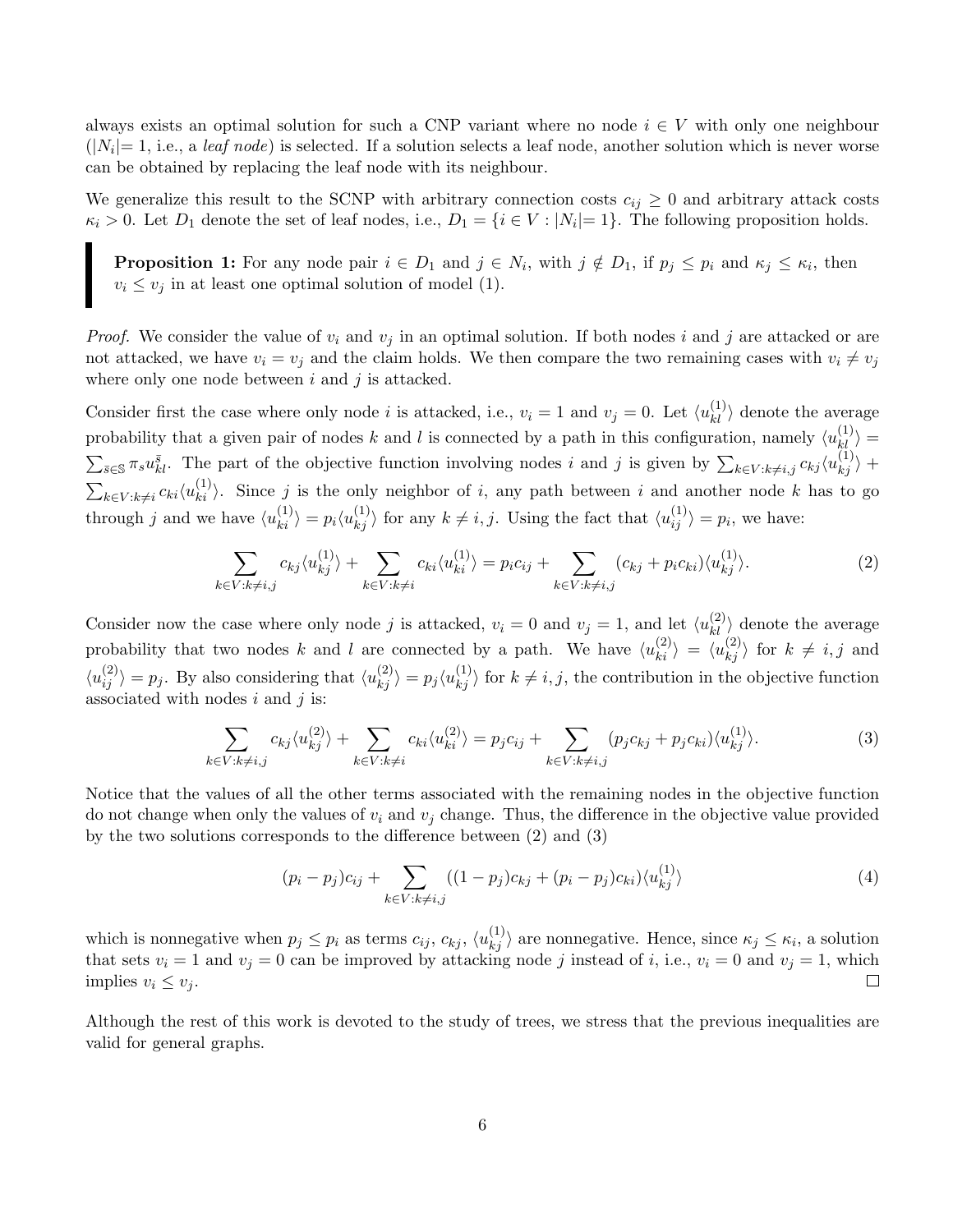always exists an optimal solution for such a CNP variant where no node $i \in V$ with only one neighbour ($|N_i|= 1$, i.e., a *leaf node*) is selected. If a solution selects a leaf node, another solution which is never worse can be obtained by replacing the leaf node with its neighbour.

We generalize this result to the SCNP with arbitrary connection costs $c_{ij} \geq 0$ and arbitrary attack costs $\kappa_i > 0$. Let $D_1$ denote the set of leaf nodes, i.e., $D_1 = \{i \in V : |N_i|= 1\}$. The following proposition holds.

> **Proposition 1:** For any node pair $i \in D_1$ and $j \in N_i$, with $j \notin D_1$, if $p_j \leq p_i$ and $\kappa_j \leq \kappa_i$, then $v_i \leq v_j$ in at least one optimal solution of model (1).

*Proof.* We consider the value of $v_i$ and $v_j$ in an optimal solution. If both nodes $i$ and $j$ are attacked or are not attacked, we have $v_i = v_j$ and the claim holds. We then compare the two remaining cases with $v_i \neq v_j$ where only one node between $i$ and $j$ is attacked.

Consider first the case where only node $i$ is attacked, i.e., $v_i = 1$ and $v_j = 0$. Let $\langle u^{(1)}_{kl} \rangle$ denote the average probability that a given pair of nodes $k$ and $l$ is connected by a path in this configuration, namely $\langle u^{(1)}_{kl} \rangle = \sum_{\bar{s} \in \mathbb{S}} \pi_s u^{\bar{s}}_{kl}$. The part of the objective function involving nodes $i$ and $j$ is given by $\sum_{k \in V : k \neq i,j} c_{kj} \langle u^{(1)}_{kj} \rangle + \sum_{k \in V : k \neq i} c_{ki} \langle u^{(1)}_{ki} \rangle$. Since $j$ is the only neighbor of $i$, any path between $i$ and another node $k$ has to go through $j$ and we have $\langle u^{(1)}_{ki} \rangle = p_i \langle u^{(1)}_{kj} \rangle$ for any $k \neq i, j$. Using the fact that $\langle u^{(1)}_{ij} \rangle = p_i$, we have:

$$\sum_{k \in V : k \neq i,j} c_{kj} \langle u^{(1)}_{kj} \rangle + \sum_{k \in V : k \neq i} c_{ki} \langle u^{(1)}_{ki} \rangle = p_i c_{ij} + \sum_{k \in V : k \neq i,j} (c_{kj} + p_i c_{ki}) \langle u^{(1)}_{kj} \rangle. \tag{2}$$

Consider now the case where only node $j$ is attacked, $v_i = 0$ and $v_j = 1$, and let $\langle u^{(2)}_{kl} \rangle$ denote the average probability that two nodes $k$ and $l$ are connected by a path. We have $\langle u^{(2)}_{ki} \rangle = \langle u^{(2)}_{kj} \rangle$ for $k \neq i, j$ and $\langle u^{(2)}_{ij} \rangle = p_j$. By also considering that $\langle u^{(2)}_{kj} \rangle = p_j \langle u^{(1)}_{kj} \rangle$ for $k \neq i, j$, the contribution in the objective function associated with nodes $i$ and $j$ is:

$$\sum_{k \in V : k \neq i,j} c_{kj} \langle u^{(2)}_{kj} \rangle + \sum_{k \in V : k \neq i} c_{ki} \langle u^{(2)}_{ki} \rangle = p_j c_{ij} + \sum_{k \in V : k \neq i,j} (p_j c_{kj} + p_j c_{ki}) \langle u^{(1)}_{kj} \rangle. \tag{3}$$

Notice that the values of all the other terms associated with the remaining nodes in the objective function do not change when only the values of $v_i$ and $v_j$ change. Thus, the difference in the objective value provided by the two solutions corresponds to the difference between (2) and (3)

$$(p_i - p_j) c_{ij} + \sum_{k \in V : k \neq i,j} ((1 - p_j) c_{kj} + (p_i - p_j) c_{ki}) \langle u^{(1)}_{kj} \rangle \tag{4}$$

which is nonnegative when $p_j \leq p_i$ as terms $c_{ij}$, $c_{kj}$, $\langle u^{(1)}_{kj} \rangle$ are nonnegative. Hence, since $\kappa_j \leq \kappa_i$, a solution that sets $v_i = 1$ and $v_j = 0$ can be improved by attacking node $j$ instead of $i$, i.e., $v_i = 0$ and $v_j = 1$, which implies $v_i \leq v_j$. □

Although the rest of this work is devoted to the study of trees, we stress that the previous inequalities are valid for general graphs.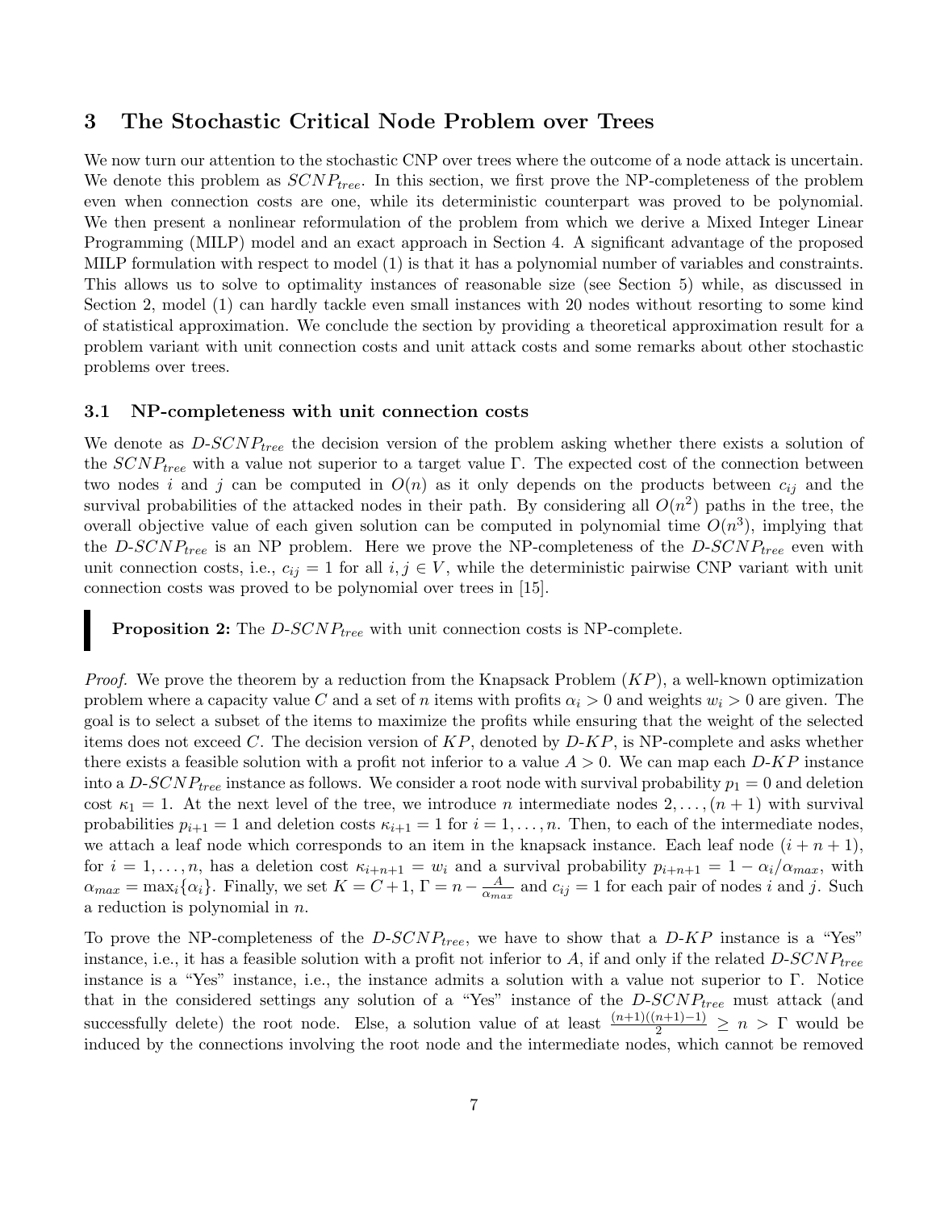## 3 The Stochastic Critical Node Problem over Trees

We now turn our attention to the stochastic CNP over trees where the outcome of a node attack is uncertain. We denote this problem as $SCNP_{tree}$. In this section, we first prove the NP-completeness of the problem even when connection costs are one, while its deterministic counterpart was proved to be polynomial. We then present a nonlinear reformulation of the problem from which we derive a Mixed Integer Linear Programming (MILP) model and an exact approach in Section 4. A significant advantage of the proposed MILP formulation with respect to model (1) is that it has a polynomial number of variables and constraints. This allows us to solve to optimality instances of reasonable size (see Section 5) while, as discussed in Section 2, model (1) can hardly tackle even small instances with 20 nodes without resorting to some kind of statistical approximation. We conclude the section by providing a theoretical approximation result for a problem variant with unit connection costs and unit attack costs and some remarks about other stochastic problems over trees.

### 3.1 NP-completeness with unit connection costs

We denote as *D-*$SCNP_{tree}$ the decision version of the problem asking whether there exists a solution of the $SCNP_{tree}$ with a value not superior to a target value $\Gamma$. The expected cost of the connection between two nodes $i$ and $j$ can be computed in $O(n)$ as it only depends on the products between $c_{ij}$ and the survival probabilities of the attacked nodes in their path. By considering all $O(n^2)$ paths in the tree, the overall objective value of each given solution can be computed in polynomial time $O(n^3)$, implying that the *D-*$SCNP_{tree}$ is an NP problem. Here we prove the NP-completeness of the *D-*$SCNP_{tree}$ even with unit connection costs, i.e., $c_{ij} = 1$ for all $i, j \in V$, while the deterministic pairwise CNP variant with unit connection costs was proved to be polynomial over trees in [15].

**Proposition 2:** The *D-*$SCNP_{tree}$ with unit connection costs is NP-complete.

*Proof.* We prove the theorem by a reduction from the Knapsack Problem ($KP$), a well-known optimization problem where a capacity value $C$ and a set of $n$ items with profits $\alpha_i > 0$ and weights $w_i > 0$ are given. The goal is to select a subset of the items to maximize the profits while ensuring that the weight of the selected items does not exceed $C$. The decision version of $KP$, denoted by *D-*$KP$, is NP-complete and asks whether there exists a feasible solution with a profit not inferior to a value $A > 0$. We can map each *D-*$KP$ instance into a *D-*$SCNP_{tree}$ instance as follows. We consider a root node with survival probability $p_1 = 0$ and deletion cost $\kappa_1 = 1$. At the next level of the tree, we introduce $n$ intermediate nodes $2, \dots, (n+1)$ with survival probabilities $p_{i+1} = 1$ and deletion costs $\kappa_{i+1} = 1$ for $i = 1, \dots, n$. Then, to each of the intermediate nodes, we attach a leaf node which corresponds to an item in the knapsack instance. Each leaf node $(i + n + 1)$, for $i = 1, \dots, n$, has a deletion cost $\kappa_{i+n+1} = w_i$ and a survival probability $p_{i+n+1} = 1 - \alpha_i/\alpha_{max}$, with $\alpha_{max} = \max_i\{\alpha_i\}$. Finally, we set $K = C + 1$, $\Gamma = n - \frac{A}{\alpha_{max}}$ and $c_{ij} = 1$ for each pair of nodes $i$ and $j$. Such a reduction is polynomial in $n$.

To prove the NP-completeness of the *D-*$SCNP_{tree}$, we have to show that a *D-*$KP$ instance is a "Yes" instance, i.e., it has a feasible solution with a profit not inferior to $A$, if and only if the related *D-*$SCNP_{tree}$ instance is a "Yes" instance, i.e., the instance admits a solution with a value not superior to $\Gamma$. Notice that in the considered settings any solution of a "Yes" instance of the *D-*$SCNP_{tree}$ must attack (and successfully delete) the root node. Else, a solution value of at least $\frac{(n+1)((n+1)-1)}{2} \geq n > \Gamma$ would be induced by the connections involving the root node and the intermediate nodes, which cannot be removed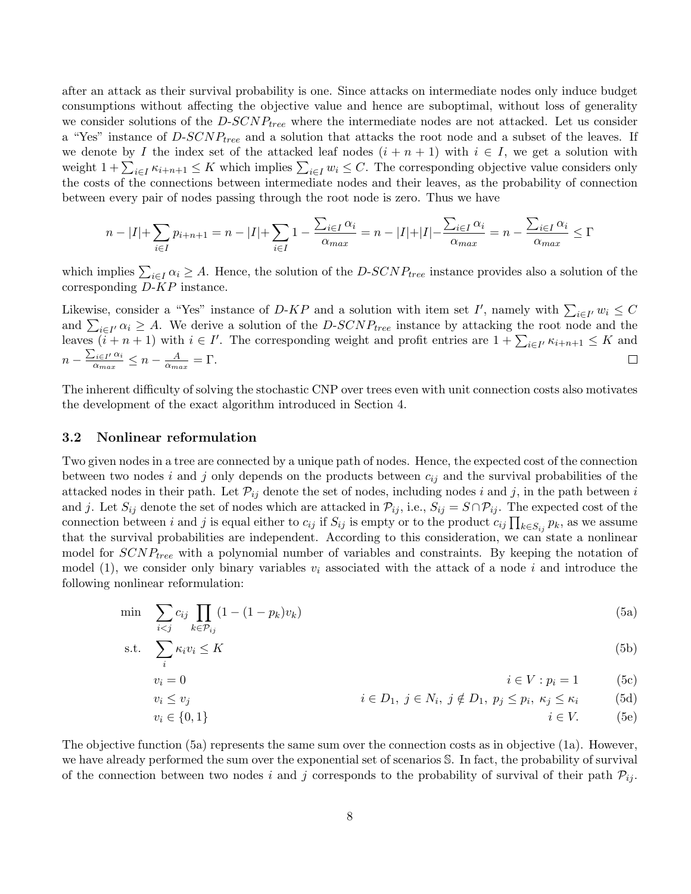after an attack as their survival probability is one. Since attacks on intermediate nodes only induce budget consumptions without affecting the objective value and hence are suboptimal, without loss of generality we consider solutions of the $D\text{-}SCNP_{tree}$ where the intermediate nodes are not attacked. Let us consider a "Yes" instance of $D\text{-}SCNP_{tree}$ and a solution that attacks the root node and a subset of the leaves. If we denote by $I$ the index set of the attacked leaf nodes $(i+n+1)$ with $i \in I$, we get a solution with weight $1 + \sum_{i \in I} \kappa_{i+n+1} \leq K$ which implies $\sum_{i \in I} w_i \leq C$. The corresponding objective value considers only the costs of the connections between intermediate nodes and their leaves, as the probability of connection between every pair of nodes passing through the root node is zero. Thus we have

$$n - |I| + \sum_{i \in I} p_{i+n+1} = n - |I| + \sum_{i \in I} 1 - \frac{\sum_{i \in I} \alpha_i}{\alpha_{max}} = n - |I| + |I| - \frac{\sum_{i \in I} \alpha_i}{\alpha_{max}} = n - \frac{\sum_{i \in I} \alpha_i}{\alpha_{max}} \leq \Gamma$$

which implies $\sum_{i \in I} \alpha_i \geq A$. Hence, the solution of the $D\text{-}SCNP_{tree}$ instance provides also a solution of the corresponding $D\text{-}KP$ instance.

Likewise, consider a "Yes" instance of $D\text{-}KP$ and a solution with item set $I'$, namely with $\sum_{i \in I'} w_i \leq C$ and $\sum_{i \in I'} \alpha_i \geq A$. We derive a solution of the $D\text{-}SCNP_{tree}$ instance by attacking the root node and the leaves $(i+n+1)$ with $i \in I'$. The corresponding weight and profit entries are $1 + \sum_{i \in I'} \kappa_{i+n+1} \leq K$ and $n - \frac{\sum_{i \in I'} \alpha_i}{\alpha_{max}} \leq n - \frac{A}{\alpha_{max}} = \Gamma$. □

The inherent difficulty of solving the stochastic CNP over trees even with unit connection costs also motivates the development of the exact algorithm introduced in Section 4.

### 3.2 Nonlinear reformulation

Two given nodes in a tree are connected by a unique path of nodes. Hence, the expected cost of the connection between two nodes $i$ and $j$ only depends on the products between $c_{ij}$ and the survival probabilities of the attacked nodes in their path. Let $\mathcal{P}_{ij}$ denote the set of nodes, including nodes $i$ and $j$, in the path between $i$ and $j$. Let $S_{ij}$ denote the set of nodes which are attacked in $\mathcal{P}_{ij}$, i.e., $S_{ij} = S \cap \mathcal{P}_{ij}$. The expected cost of the connection between $i$ and $j$ is equal either to $c_{ij}$ if $S_{ij}$ is empty or to the product $c_{ij} \prod_{k \in S_{ij}} p_k$, as we assume that the survival probabilities are independent. According to this consideration, we can state a nonlinear model for $SCNP_{tree}$ with a polynomial number of variables and constraints. By keeping the notation of model (1), we consider only binary variables $v_i$ associated with the attack of a node $i$ and introduce the following nonlinear reformulation:

$$
\begin{aligned}
\min \quad & \sum_{i<j} c_{ij} \prod_{k \in \mathcal{P}_{ij}} (1 - (1-p_k)v_k) && && \text{(5a)}\\
\text{s.t.} \quad & \sum_i \kappa_i v_i \leq K && && \text{(5b)}\\
& v_i = 0 && i \in V : p_i = 1 && \text{(5c)}\\
& v_i \leq v_j && i \in D_1,\ j \in N_i,\ j \notin D_1,\ p_j \leq p_i,\ \kappa_j \leq \kappa_i && \text{(5d)}\\
& v_i \in \{0,1\} && i \in V. && \text{(5e)}
\end{aligned}
$$

The objective function (5a) represents the same sum over the connection costs as in objective (1a). However, we have already performed the sum over the exponential set of scenarios $\mathbb{S}$. In fact, the probability of survival of the connection between two nodes $i$ and $j$ corresponds to the probability of survival of their path $\mathcal{P}_{ij}$.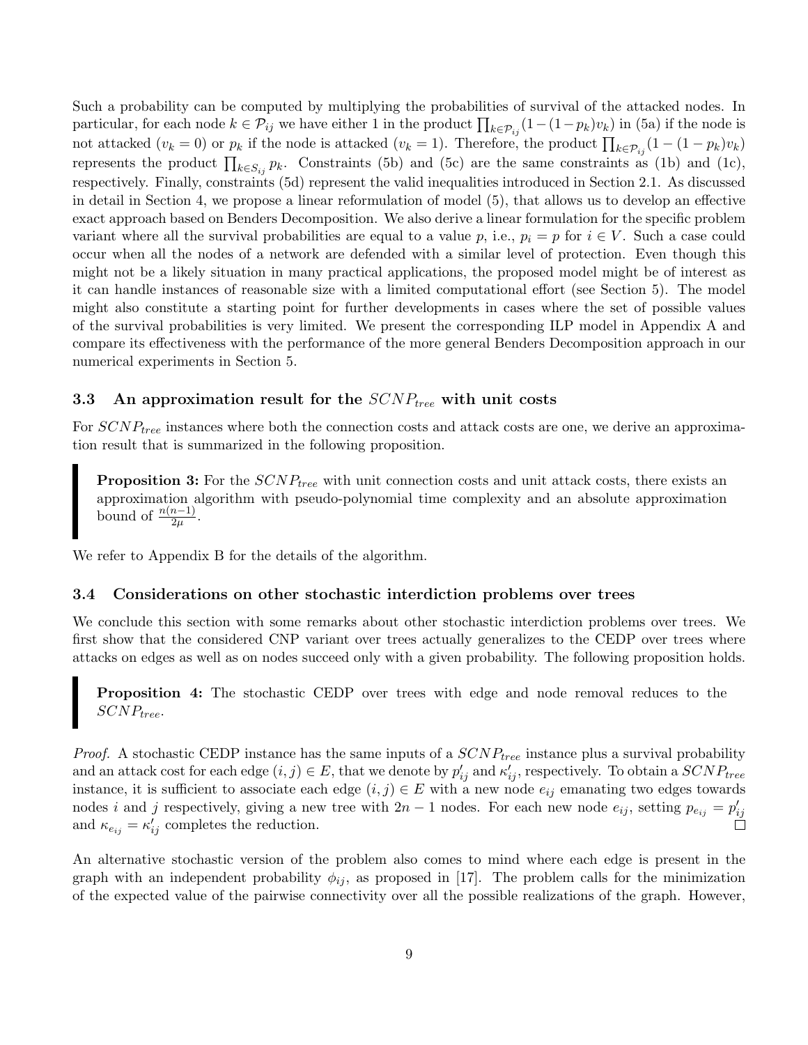Such a probability can be computed by multiplying the probabilities of survival of the attacked nodes. In particular, for each node $k \in \mathcal{P}_{ij}$ we have either 1 in the product $\prod_{k \in \mathcal{P}_{ij}}(1-(1-p_k)v_k)$ in (5a) if the node is not attacked ($v_k = 0$) or $p_k$ if the node is attacked ($v_k = 1$). Therefore, the product $\prod_{k \in \mathcal{P}_{ij}}(1-(1-p_k)v_k)$ represents the product $\prod_{k \in S_{ij}} p_k$. Constraints (5b) and (5c) are the same constraints as (1b) and (1c), respectively. Finally, constraints (5d) represent the valid inequalities introduced in Section 2.1. As discussed in detail in Section 4, we propose a linear reformulation of model (5), that allows us to develop an effective exact approach based on Benders Decomposition. We also derive a linear formulation for the specific problem variant where all the survival probabilities are equal to a value $p$, i.e., $p_i = p$ for $i \in V$. Such a case could occur when all the nodes of a network are defended with a similar level of protection. Even though this might not be a likely situation in many practical applications, the proposed model might be of interest as it can handle instances of reasonable size with a limited computational effort (see Section 5). The model might also constitute a starting point for further developments in cases where the set of possible values of the survival probabilities is very limited. We present the corresponding ILP model in Appendix A and compare its effectiveness with the performance of the more general Benders Decomposition approach in our numerical experiments in Section 5.

### 3.3 An approximation result for the $SCNP_{tree}$ with unit costs

For $SCNP_{tree}$ instances where both the connection costs and attack costs are one, we derive an approximation result that is summarized in the following proposition.

> **Proposition 3:** For the $SCNP_{tree}$ with unit connection costs and unit attack costs, there exists an approximation algorithm with pseudo-polynomial time complexity and an absolute approximation bound of $\frac{n(n-1)}{2\mu}$.

We refer to Appendix B for the details of the algorithm.

### 3.4 Considerations on other stochastic interdiction problems over trees

We conclude this section with some remarks about other stochastic interdiction problems over trees. We first show that the considered CNP variant over trees actually generalizes to the CEDP over trees where attacks on edges as well as on nodes succeed only with a given probability. The following proposition holds.

> **Proposition 4:** The stochastic CEDP over trees with edge and node removal reduces to the $SCNP_{tree}$.

*Proof.* A stochastic CEDP instance has the same inputs of a $SCNP_{tree}$ instance plus a survival probability and an attack cost for each edge $(i, j) \in E$, that we denote by $p'_{ij}$ and $\kappa'_{ij}$, respectively. To obtain a $SCNP_{tree}$ instance, it is sufficient to associate each edge $(i, j) \in E$ with a new node $e_{ij}$ emanating two edges towards nodes $i$ and $j$ respectively, giving a new tree with $2n - 1$ nodes. For each new node $e_{ij}$, setting $p_{e_{ij}} = p'_{ij}$ and $\kappa_{e_{ij}} = \kappa'_{ij}$ completes the reduction. □

An alternative stochastic version of the problem also comes to mind where each edge is present in the graph with an independent probability $\phi_{ij}$, as proposed in [17]. The problem calls for the minimization of the expected value of the pairwise connectivity over all the possible realizations of the graph. However,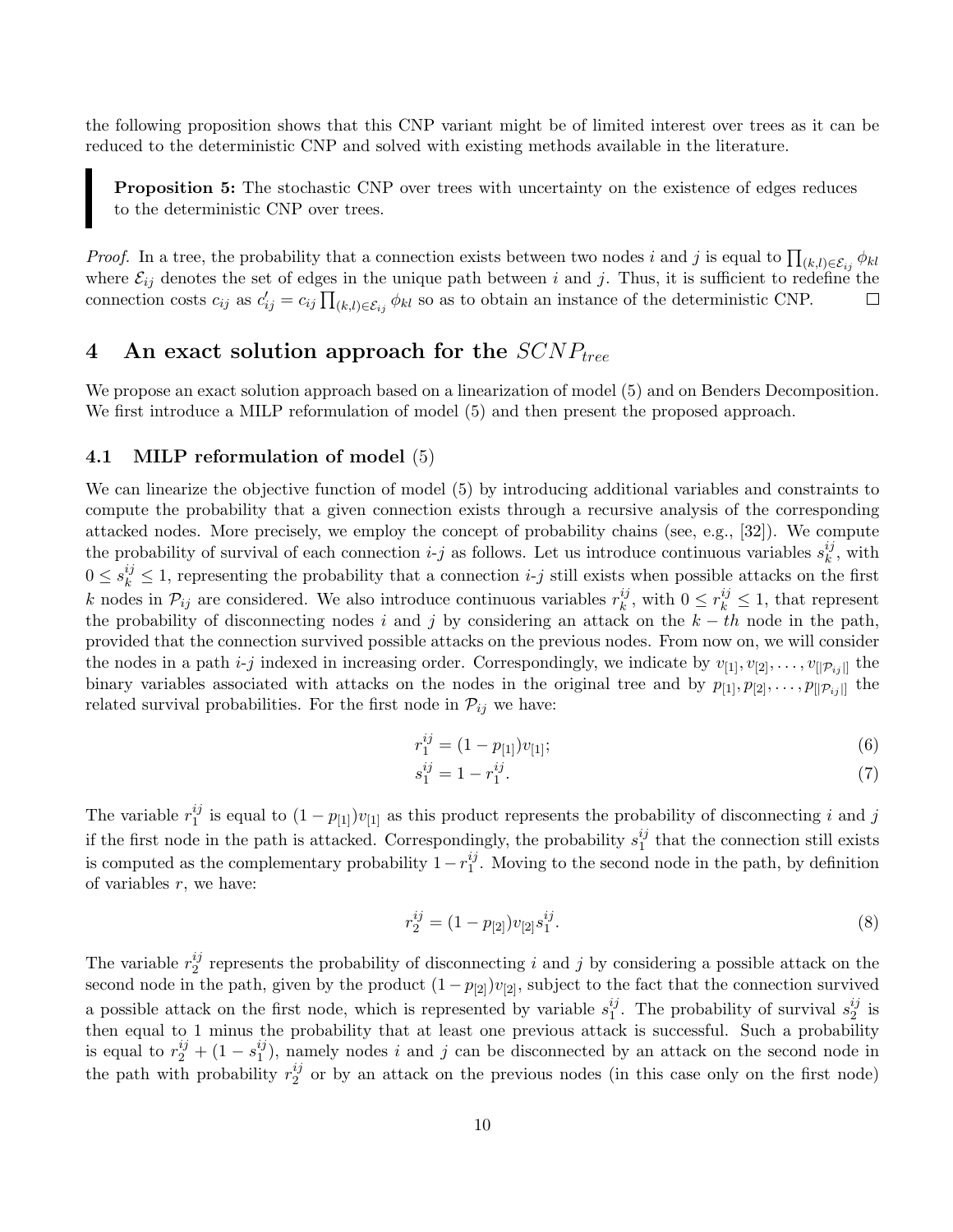the following proposition shows that this CNP variant might be of limited interest over trees as it can be reduced to the deterministic CNP and solved with existing methods available in the literature.

> **Proposition 5:** The stochastic CNP over trees with uncertainty on the existence of edges reduces to the deterministic CNP over trees.

*Proof.* In a tree, the probability that a connection exists between two nodes $i$ and $j$ is equal to $\prod_{(k,l)\in\mathcal{E}_{ij}} \phi_{kl}$ where $\mathcal{E}_{ij}$ denotes the set of edges in the unique path between $i$ and $j$. Thus, it is sufficient to redefine the connection costs $c_{ij}$ as $c'_{ij} = c_{ij}\prod_{(k,l)\in\mathcal{E}_{ij}} \phi_{kl}$ so as to obtain an instance of the deterministic CNP. □

## 4 An exact solution approach for the $SCNP_{tree}$

We propose an exact solution approach based on a linearization of model (5) and on Benders Decomposition. We first introduce a MILP reformulation of model (5) and then present the proposed approach.

### 4.1 MILP reformulation of model (5)

We can linearize the objective function of model (5) by introducing additional variables and constraints to compute the probability that a given connection exists through a recursive analysis of the corresponding attacked nodes. More precisely, we employ the concept of probability chains (see, e.g., [32]). We compute the probability of survival of each connection $i$-$j$ as follows. Let us introduce continuous variables $s_k^{ij}$, with $0 \leq s_k^{ij} \leq 1$, representing the probability that a connection $i$-$j$ still exists when possible attacks on the first $k$ nodes in $\mathcal{P}_{ij}$ are considered. We also introduce continuous variables $r_k^{ij}$, with $0 \leq r_k^{ij} \leq 1$, that represent the probability of disconnecting nodes $i$ and $j$ by considering an attack on the $k-th$ node in the path, provided that the connection survived possible attacks on the previous nodes. From now on, we will consider the nodes in a path $i$-$j$ indexed in increasing order. Correspondingly, we indicate by $v_{[1]}, v_{[2]}, \ldots, v_{[|\mathcal{P}_{ij}|]}$ the binary variables associated with attacks on the nodes in the original tree and by $p_{[1]}, p_{[2]}, \ldots, p_{[|\mathcal{P}_{ij}|]}$ the related survival probabilities. For the first node in $\mathcal{P}_{ij}$ we have:

$$r_1^{ij} = (1 - p_{[1]})v_{[1]}; \tag{6}$$

$$s_1^{ij} = 1 - r_1^{ij}. \tag{7}$$

The variable $r_1^{ij}$ is equal to $(1 - p_{[1]})v_{[1]}$ as this product represents the probability of disconnecting $i$ and $j$ if the first node in the path is attacked. Correspondingly, the probability $s_1^{ij}$ that the connection still exists is computed as the complementary probability $1 - r_1^{ij}$. Moving to the second node in the path, by definition of variables $r$, we have:

$$r_2^{ij} = (1 - p_{[2]})v_{[2]}s_1^{ij}. \tag{8}$$

The variable $r_2^{ij}$ represents the probability of disconnecting $i$ and $j$ by considering a possible attack on the second node in the path, given by the product $(1 - p_{[2]})v_{[2]}$, subject to the fact that the connection survived a possible attack on the first node, which is represented by variable $s_1^{ij}$. The probability of survival $s_2^{ij}$ is then equal to 1 minus the probability that at least one previous attack is successful. Such a probability is equal to $r_2^{ij} + (1 - s_1^{ij})$, namely nodes $i$ and $j$ can be disconnected by an attack on the second node in the path with probability $r_2^{ij}$ or by an attack on the previous nodes (in this case only on the first node)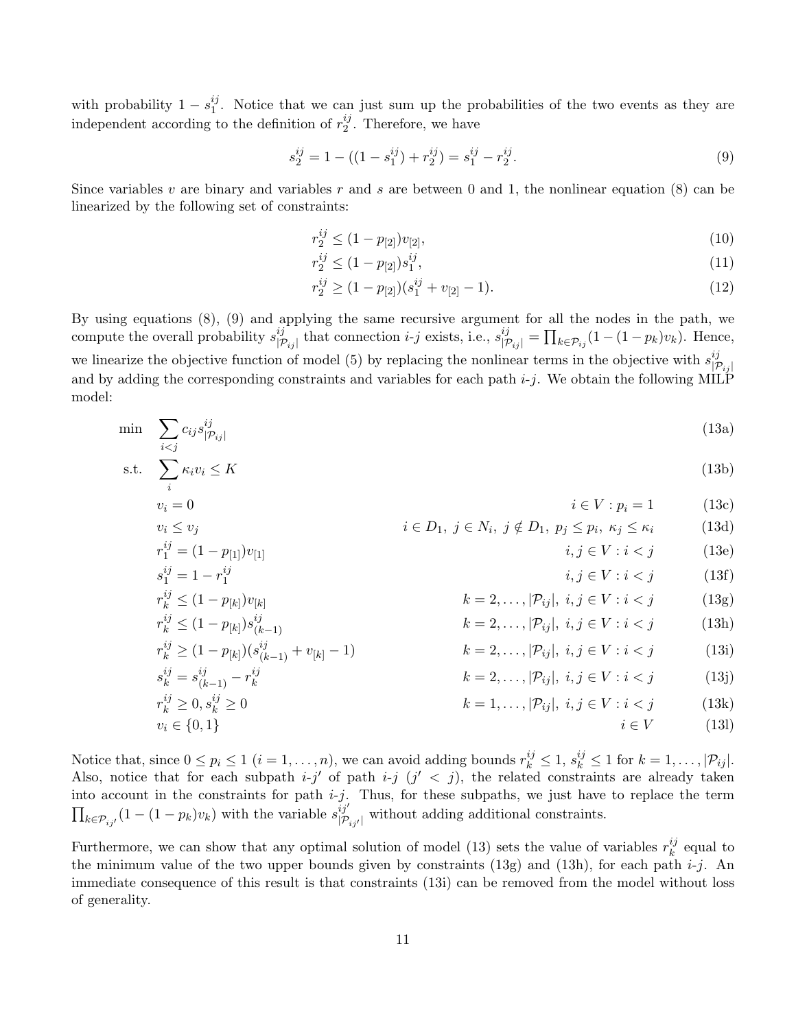with probability $1 - s_1^{ij}$. Notice that we can just sum up the probabilities of the two events as they are independent according to the definition of $r_2^{ij}$. Therefore, we have

$$s_2^{ij} = 1 - ((1 - s_1^{ij}) + r_2^{ij}) = s_1^{ij} - r_2^{ij}. \tag{9}$$

Since variables $v$ are binary and variables $r$ and $s$ are between 0 and 1, the nonlinear equation (8) can be linearized by the following set of constraints:

$$r_2^{ij} \leq (1 - p_{[2]}) v_{[2]}, \tag{10}$$

$$r_2^{ij} \leq (1 - p_{[2]}) s_1^{ij}, \tag{11}$$

$$r_2^{ij} \geq (1 - p_{[2]})(s_1^{ij} + v_{[2]} - 1). \tag{12}$$

By using equations (8), (9) and applying the same recursive argument for all the nodes in the path, we compute the overall probability $s_{|\mathcal{P}_{ij}|}^{ij}$ that connection $i$-$j$ exists, i.e., $s_{|\mathcal{P}_{ij}|}^{ij} = \prod_{k \in \mathcal{P}_{ij}} (1 - (1 - p_k) v_k)$. Hence, we linearize the objective function of model (5) by replacing the nonlinear terms in the objective with $s_{|\mathcal{P}_{ij}|}^{ij}$ and by adding the corresponding constraints and variables for each path $i$-$j$. We obtain the following MILP model:

$$
\begin{aligned}
\min \quad & \sum_{i<j} c_{ij} s_{|\mathcal{P}_{ij}|}^{ij} && && \text{(13a)} \\
\text{s.t.} \quad & \sum_i \kappa_i v_i \leq K && && \text{(13b)} \\
& v_i = 0 && i \in V : p_i = 1 && \text{(13c)} \\
& v_i \leq v_j && i \in D_1,\ j \in N_i,\ j \notin D_1,\ p_j \leq p_i,\ \kappa_j \leq \kappa_i && \text{(13d)} \\
& r_1^{ij} = (1 - p_{[1]}) v_{[1]} && i, j \in V : i < j && \text{(13e)} \\
& s_1^{ij} = 1 - r_1^{ij} && i, j \in V : i < j && \text{(13f)} \\
& r_k^{ij} \leq (1 - p_{[k]}) v_{[k]} && k = 2, \ldots, |\mathcal{P}_{ij}|,\ i, j \in V : i < j && \text{(13g)} \\
& r_k^{ij} \leq (1 - p_{[k]}) s_{(k-1)}^{ij} && k = 2, \ldots, |\mathcal{P}_{ij}|,\ i, j \in V : i < j && \text{(13h)} \\
& r_k^{ij} \geq (1 - p_{[k]})(s_{(k-1)}^{ij} + v_{[k]} - 1) && k = 2, \ldots, |\mathcal{P}_{ij}|,\ i, j \in V : i < j && \text{(13i)} \\
& s_k^{ij} = s_{(k-1)}^{ij} - r_k^{ij} && k = 2, \ldots, |\mathcal{P}_{ij}|,\ i, j \in V : i < j && \text{(13j)} \\
& r_k^{ij} \geq 0, s_k^{ij} \geq 0 && k = 1, \ldots, |\mathcal{P}_{ij}|,\ i, j \in V : i < j && \text{(13k)} \\
& v_i \in \{0, 1\} && i \in V && \text{(13l)}
\end{aligned}
$$

Notice that, since $0 \leq p_i \leq 1$ $(i = 1, \ldots, n)$, we can avoid adding bounds $r_k^{ij} \leq 1$, $s_k^{ij} \leq 1$ for $k = 1, \ldots, |\mathcal{P}_{ij}|$. Also, notice that for each subpath $i$-$j'$ of path $i$-$j$ $(j' < j)$, the related constraints are already taken into account in the constraints for path $i$-$j$. Thus, for these subpaths, we just have to replace the term $\prod_{k \in \mathcal{P}_{ij'}} (1 - (1 - p_k) v_k)$ with the variable $s_{|\mathcal{P}_{ij'}|}^{ij'}$ without adding additional constraints.

Furthermore, we can show that any optimal solution of model (13) sets the value of variables $r_k^{ij}$ equal to the minimum value of the two upper bounds given by constraints (13g) and (13h), for each path $i$-$j$. An immediate consequence of this result is that constraints (13i) can be removed from the model without loss of generality.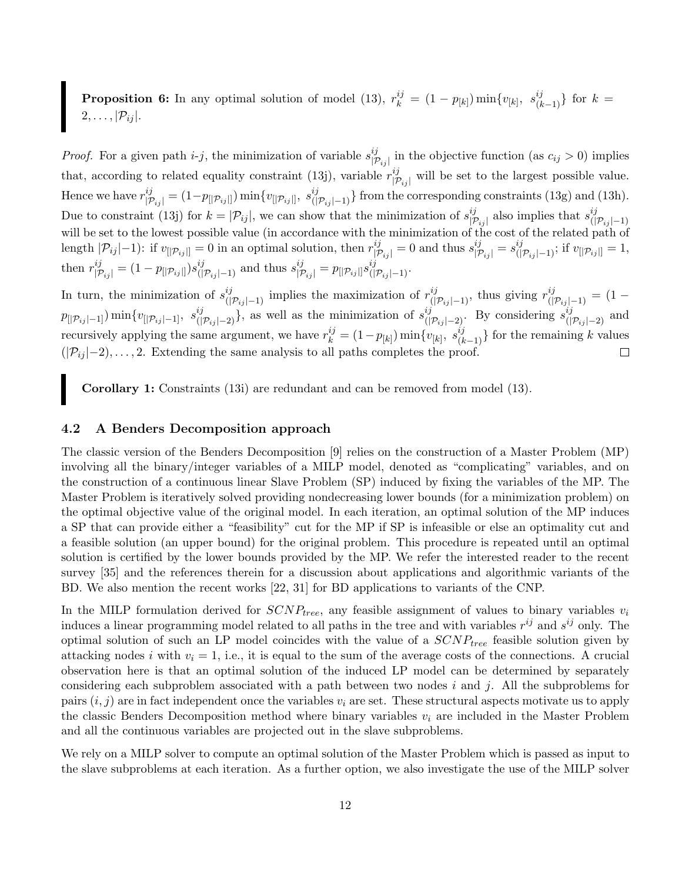**Proposition 6:** In any optimal solution of model (13), $r^{ij}_k = (1 - p_{[k]}) \min\{v_{[k]},\ s^{ij}_{(k-1)}\}$ for $k = 2, \ldots, |\mathcal{P}_{ij}|$.

*Proof.* For a given path $i$-$j$, the minimization of variable $s^{ij}_{|\mathcal{P}_{ij}|}$ in the objective function (as $c_{ij} > 0$) implies that, according to related equality constraint (13j), variable $r^{ij}_{|\mathcal{P}_{ij}|}$ will be set to the largest possible value. Hence we have $r^{ij}_{|\mathcal{P}_{ij}|} = (1 - p_{[|\mathcal{P}_{ij}|]}) \min\{v_{[|\mathcal{P}_{ij}|]},\ s^{ij}_{(|\mathcal{P}_{ij}|-1)}\}$ from the corresponding constraints (13g) and (13h). Due to constraint (13j) for $k = |\mathcal{P}_{ij}|$, we can show that the minimization of $s^{ij}_{|\mathcal{P}_{ij}|}$ also implies that $s^{ij}_{(|\mathcal{P}_{ij}|-1)}$ will be set to the lowest possible value (in accordance with the minimization of the cost of the related path of length $|\mathcal{P}_{ij}|-1$): if $v_{[|\mathcal{P}_{ij}|]} = 0$ in an optimal solution, then $r^{ij}_{|\mathcal{P}_{ij}|} = 0$ and thus $s^{ij}_{|\mathcal{P}_{ij}|} = s^{ij}_{(|\mathcal{P}_{ij}|-1)}$; if $v_{[|\mathcal{P}_{ij}|]} = 1$, then $r^{ij}_{|\mathcal{P}_{ij}|} = (1 - p_{[|\mathcal{P}_{ij}|]}) s^{ij}_{(|\mathcal{P}_{ij}|-1)}$ and thus $s^{ij}_{|\mathcal{P}_{ij}|} = p_{[|\mathcal{P}_{ij}|]} s^{ij}_{(|\mathcal{P}_{ij}|-1)}$.

In turn, the minimization of $s^{ij}_{(|\mathcal{P}_{ij}|-1)}$ implies the maximization of $r^{ij}_{(|\mathcal{P}_{ij}|-1)}$, thus giving $r^{ij}_{(|\mathcal{P}_{ij}|-1)} = (1 - p_{[|\mathcal{P}_{ij}|-1]}) \min\{v_{[|\mathcal{P}_{ij}|-1]},\ s^{ij}_{(|\mathcal{P}_{ij}|-2)}\}$, as well as the minimization of $s^{ij}_{(|\mathcal{P}_{ij}|-2)}$. By considering $s^{ij}_{(|\mathcal{P}_{ij}|-2)}$ and recursively applying the same argument, we have $r^{ij}_k = (1 - p_{[k]}) \min\{v_{[k]},\ s^{ij}_{(k-1)}\}$ for the remaining $k$ values $(|\mathcal{P}_{ij}|-2), \ldots, 2$. Extending the same analysis to all paths completes the proof. $\square$

**Corollary 1:** Constraints (13i) are redundant and can be removed from model (13).

### 4.2 A Benders Decomposition approach

The classic version of the Benders Decomposition [9] relies on the construction of a Master Problem (MP) involving all the binary/integer variables of a MILP model, denoted as "complicating" variables, and on the construction of a continuous linear Slave Problem (SP) induced by fixing the variables of the MP. The Master Problem is iteratively solved providing nondecreasing lower bounds (for a minimization problem) on the optimal objective value of the original model. In each iteration, an optimal solution of the MP induces a SP that can provide either a "feasibility" cut for the MP if SP is infeasible or else an optimality cut and a feasible solution (an upper bound) for the original problem. This procedure is repeated until an optimal solution is certified by the lower bounds provided by the MP. We refer the interested reader to the recent survey [35] and the references therein for a discussion about applications and algorithmic variants of the BD. We also mention the recent works [22, 31] for BD applications to variants of the CNP.

In the MILP formulation derived for $SCNP_{tree}$, any feasible assignment of values to binary variables $v_i$ induces a linear programming model related to all paths in the tree and with variables $r^{ij}$ and $s^{ij}$ only. The optimal solution of such an LP model coincides with the value of a $SCNP_{tree}$ feasible solution given by attacking nodes $i$ with $v_i = 1$, i.e., it is equal to the sum of the average costs of the connections. A crucial observation here is that an optimal solution of the induced LP model can be determined by separately considering each subproblem associated with a path between two nodes $i$ and $j$. All the subproblems for pairs $(i, j)$ are in fact independent once the variables $v_i$ are set. These structural aspects motivate us to apply the classic Benders Decomposition method where binary variables $v_i$ are included in the Master Problem and all the continuous variables are projected out in the slave subproblems.

We rely on a MILP solver to compute an optimal solution of the Master Problem which is passed as input to the slave subproblems at each iteration. As a further option, we also investigate the use of the MILP solver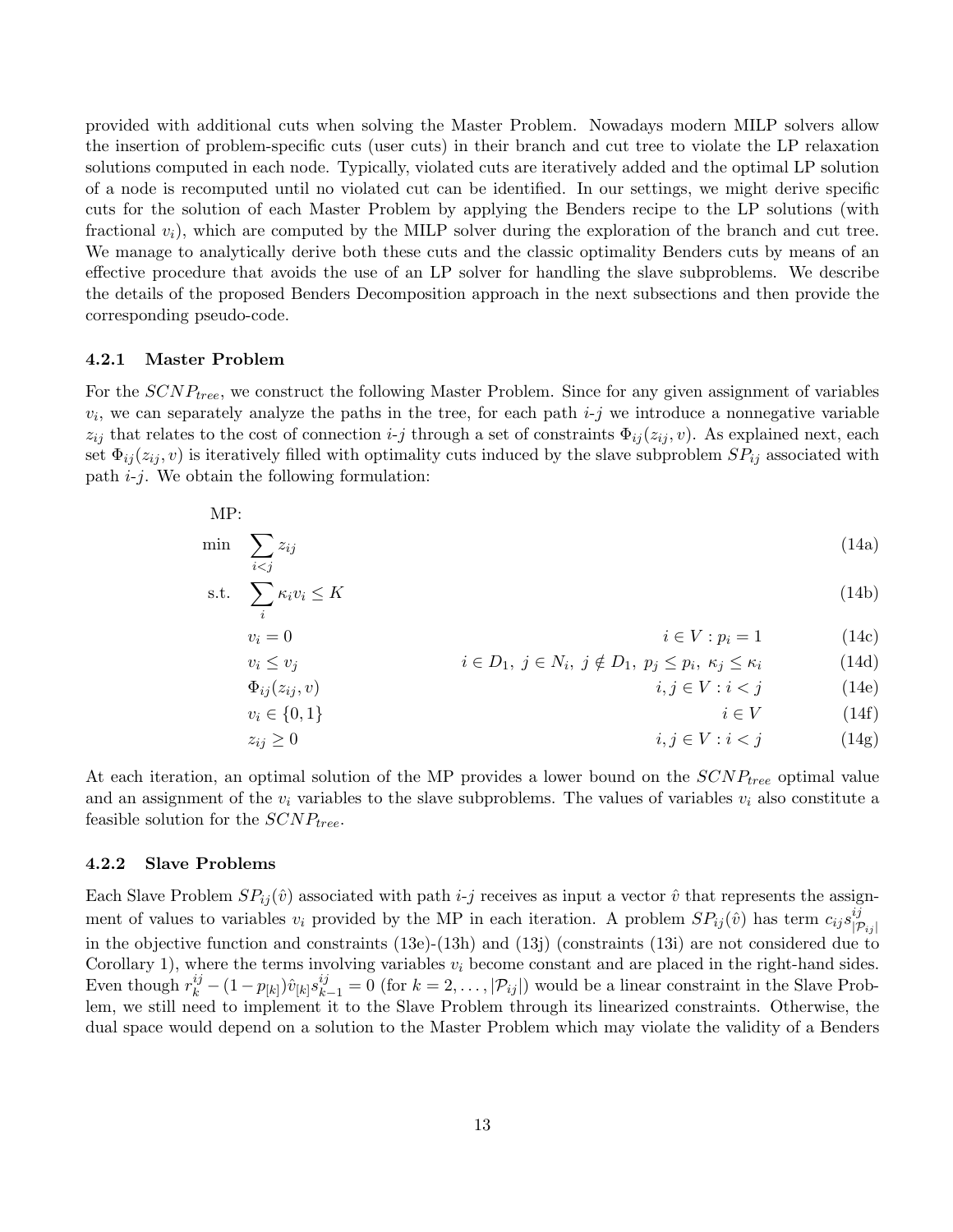provided with additional cuts when solving the Master Problem. Nowadays modern MILP solvers allow the insertion of problem-specific cuts (user cuts) in their branch and cut tree to violate the LP relaxation solutions computed in each node. Typically, violated cuts are iteratively added and the optimal LP solution of a node is recomputed until no violated cut can be identified. In our settings, we might derive specific cuts for the solution of each Master Problem by applying the Benders recipe to the LP solutions (with fractional $v_i$), which are computed by the MILP solver during the exploration of the branch and cut tree. We manage to analytically derive both these cuts and the classic optimality Benders cuts by means of an effective procedure that avoids the use of an LP solver for handling the slave subproblems. We describe the details of the proposed Benders Decomposition approach in the next subsections and then provide the corresponding pseudo-code.

### 4.2.1 Master Problem

For the $SCNP_{tree}$, we construct the following Master Problem. Since for any given assignment of variables $v_i$, we can separately analyze the paths in the tree, for each path $i$-$j$ we introduce a nonnegative variable $z_{ij}$ that relates to the cost of connection $i$-$j$ through a set of constraints $\Phi_{ij}(z_{ij}, v)$. As explained next, each set $\Phi_{ij}(z_{ij}, v)$ is iteratively filled with optimality cuts induced by the slave subproblem $SP_{ij}$ associated with path $i$-$j$. We obtain the following formulation:

MP:

$$\min \quad \sum_{i<j} z_{ij} \tag{14a}$$

$$\text{s.t.} \quad \sum_{i} \kappa_i v_i \leq K \tag{14b}$$

$$v_i = 0 \qquad i \in V : p_i = 1 \tag{14c}$$

$$v_i \leq v_j \qquad i \in D_1,\ j \in N_i,\ j \notin D_1,\ p_j \leq p_i,\ \kappa_j \leq \kappa_i \tag{14d}$$

$$\Phi_{ij}(z_{ij}, v) \qquad i, j \in V : i < j \tag{14e}$$

$$v_i \in \{0, 1\} \qquad i \in V \tag{14f}$$

$$z_{ij} \geq 0 \qquad i, j \in V : i < j \tag{14g}$$

At each iteration, an optimal solution of the MP provides a lower bound on the $SCNP_{tree}$ optimal value and an assignment of the $v_i$ variables to the slave subproblems. The values of variables $v_i$ also constitute a feasible solution for the $SCNP_{tree}$.

### 4.2.2 Slave Problems

Each Slave Problem $SP_{ij}(\hat{v})$ associated with path $i$-$j$ receives as input a vector $\hat{v}$ that represents the assignment of values to variables $v_i$ provided by the MP in each iteration. A problem $SP_{ij}(\hat{v})$ has term $c_{ij} s^{ij}_{|\mathcal{P}_{ij}|}$ in the objective function and constraints (13e)-(13h) and (13j) (constraints (13i) are not considered due to Corollary 1), where the terms involving variables $v_i$ become constant and are placed in the right-hand sides. Even though $r^{ij}_k - (1 - p_{[k]})\hat{v}_{[k]} s^{ij}_{k-1} = 0$ (for $k = 2, \ldots, |\mathcal{P}_{ij}|$) would be a linear constraint in the Slave Problem, we still need to implement it to the Slave Problem through its linearized constraints. Otherwise, the dual space would depend on a solution to the Master Problem which may violate the validity of a Benders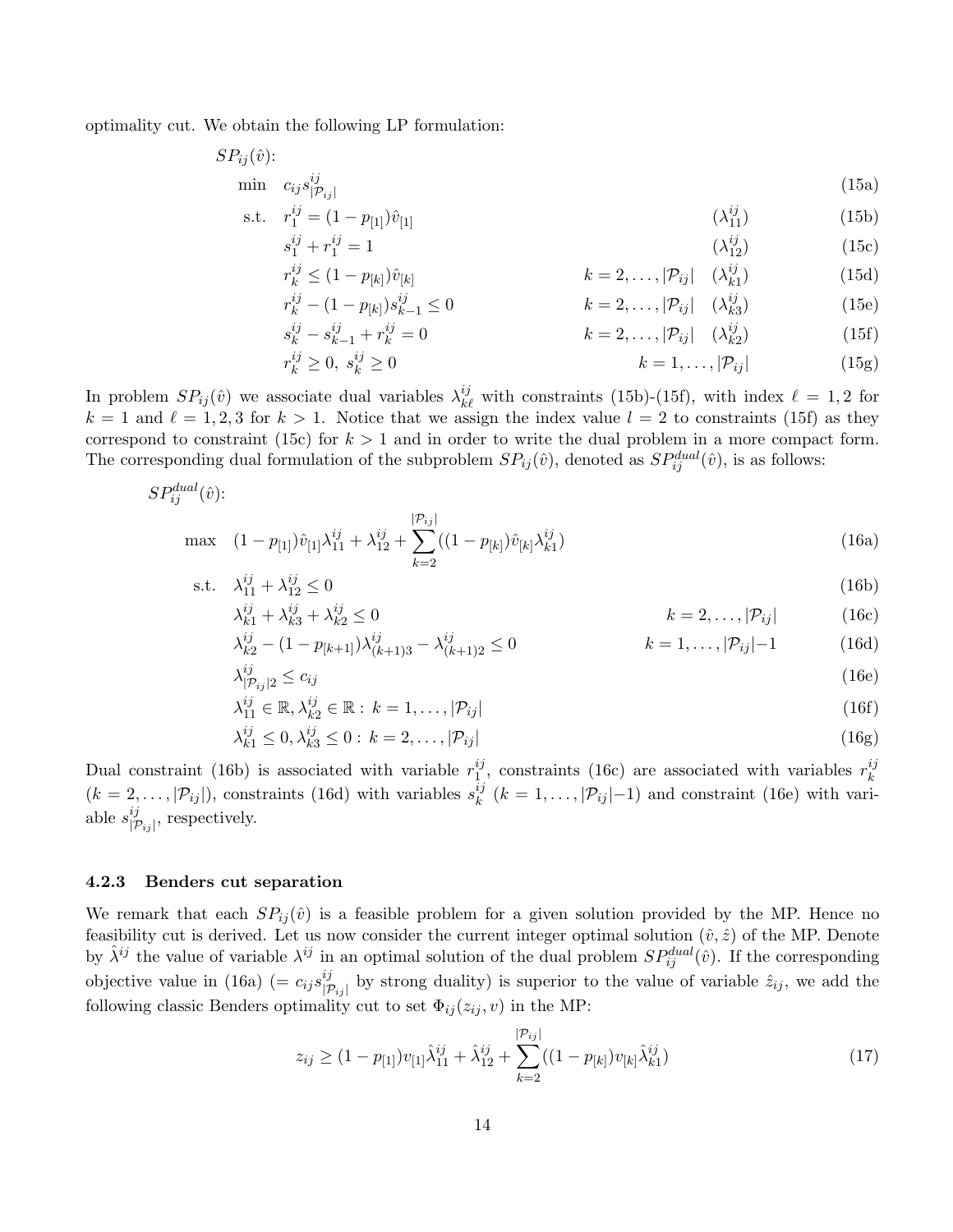optimality cut. We obtain the following LP formulation:

$SP_{ij}(\hat{v})$:

$$
\begin{aligned}
\min \quad & c_{ij} s^{ij}_{|\mathcal{P}_{ij}|} && && (15a)\\
\text{s.t.} \quad & r^{ij}_1 = (1-p_{[1]})\hat{v}_{[1]} && (\lambda^{ij}_{11}) && (15b)\\
& s^{ij}_1 + r^{ij}_1 = 1 && (\lambda^{ij}_{12}) && (15c)\\
& r^{ij}_k \leq (1-p_{[k]})\hat{v}_{[k]} && k = 2,\ldots,|\mathcal{P}_{ij}| \quad (\lambda^{ij}_{k1}) && (15d)\\
& r^{ij}_k - (1-p_{[k]}) s^{ij}_{k-1} \leq 0 && k = 2,\ldots,|\mathcal{P}_{ij}| \quad (\lambda^{ij}_{k3}) && (15e)\\
& s^{ij}_k - s^{ij}_{k-1} + r^{ij}_k = 0 && k = 2,\ldots,|\mathcal{P}_{ij}| \quad (\lambda^{ij}_{k2}) && (15f)\\
& r^{ij}_k \geq 0,\ s^{ij}_k \geq 0 && k = 1,\ldots,|\mathcal{P}_{ij}| && (15g)
\end{aligned}
$$

In problem $SP_{ij}(\hat{v})$ we associate dual variables $\lambda^{ij}_{k\ell}$ with constraints (15b)-(15f), with index $\ell = 1,2$ for $k = 1$ and $\ell = 1,2,3$ for $k > 1$. Notice that we assign the index value $l = 2$ to constraints (15f) as they correspond to constraint (15c) for $k > 1$ and in order to write the dual problem in a more compact form. The corresponding dual formulation of the subproblem $SP_{ij}(\hat{v})$, denoted as $SP^{dual}_{ij}(\hat{v})$, is as follows:

$SP^{dual}_{ij}(\hat{v})$:

$$
\begin{aligned}
\max \quad & (1-p_{[1]})\hat{v}_{[1]}\lambda^{ij}_{11} + \lambda^{ij}_{12} + \sum_{k=2}^{|\mathcal{P}_{ij}|}((1-p_{[k]})\hat{v}_{[k]}\lambda^{ij}_{k1}) && && (16a)\\
\text{s.t.} \quad & \lambda^{ij}_{11} + \lambda^{ij}_{12} \leq 0 && && (16b)\\
& \lambda^{ij}_{k1} + \lambda^{ij}_{k3} + \lambda^{ij}_{k2} \leq 0 && k = 2,\ldots,|\mathcal{P}_{ij}| && (16c)\\
& \lambda^{ij}_{k2} - (1-p_{[k+1]})\lambda^{ij}_{(k+1)3} - \lambda^{ij}_{(k+1)2} \leq 0 && k = 1,\ldots,|\mathcal{P}_{ij}|-1 && (16d)\\
& \lambda^{ij}_{|\mathcal{P}_{ij}|2} \leq c_{ij} && && (16e)\\
& \lambda^{ij}_{11} \in \mathbb{R}, \lambda^{ij}_{k2} \in \mathbb{R} :\ k = 1,\ldots,|\mathcal{P}_{ij}| && && (16f)\\
& \lambda^{ij}_{k1} \leq 0, \lambda^{ij}_{k3} \leq 0 :\ k = 2,\ldots,|\mathcal{P}_{ij}| && && (16g)
\end{aligned}
$$

Dual constraint (16b) is associated with variable $r^{ij}_1$, constraints (16c) are associated with variables $r^{ij}_k$ ($k = 2,\ldots,|\mathcal{P}_{ij}|$), constraints (16d) with variables $s^{ij}_k$ ($k = 1,\ldots,|\mathcal{P}_{ij}|-1$) and constraint (16e) with variable $s^{ij}_{|\mathcal{P}_{ij}|}$, respectively.

### 4.2.3 Benders cut separation

We remark that each $SP_{ij}(\hat{v})$ is a feasible problem for a given solution provided by the MP. Hence no feasibility cut is derived. Let us now consider the current integer optimal solution $(\hat{v}, \hat{z})$ of the MP. Denote by $\hat{\lambda}^{ij}$ the value of variable $\lambda^{ij}$ in an optimal solution of the dual problem $SP^{dual}_{ij}(\hat{v})$. If the corresponding objective value in (16a) ($= c_{ij}s^{ij}_{|\mathcal{P}_{ij}|}$ by strong duality) is superior to the value of variable $\hat{z}_{ij}$, we add the following classic Benders optimality cut to set $\Phi_{ij}(z_{ij}, v)$ in the MP:

$$
z_{ij} \geq (1-p_{[1]})v_{[1]}\hat{\lambda}^{ij}_{11} + \hat{\lambda}^{ij}_{12} + \sum_{k=2}^{|\mathcal{P}_{ij}|}((1-p_{[k]})v_{[k]}\hat{\lambda}^{ij}_{k1}) \tag{17}
$$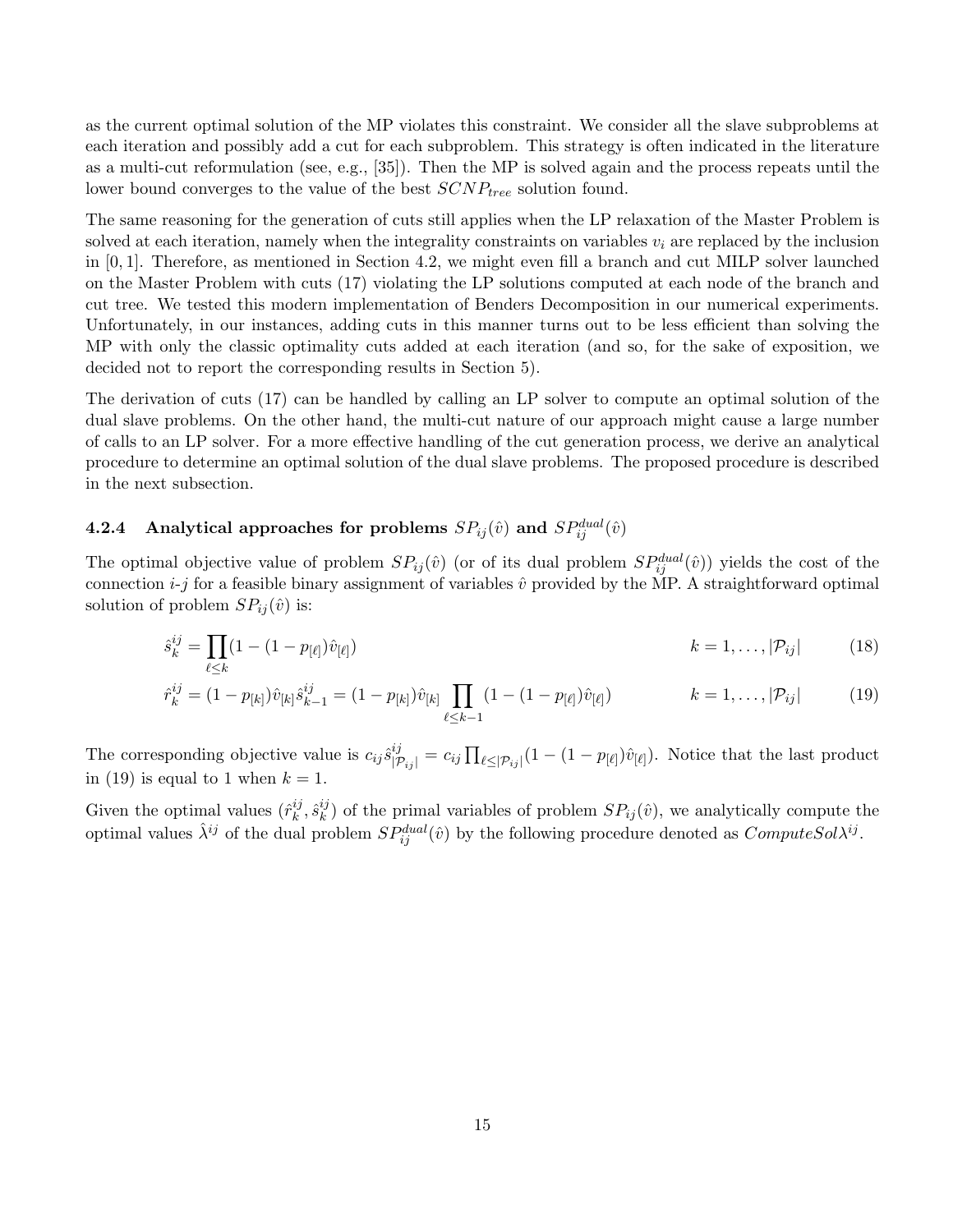as the current optimal solution of the MP violates this constraint. We consider all the slave subproblems at each iteration and possibly add a cut for each subproblem. This strategy is often indicated in the literature as a multi-cut reformulation (see, e.g., [35]). Then the MP is solved again and the process repeats until the lower bound converges to the value of the best $SCNP_{tree}$ solution found.

The same reasoning for the generation of cuts still applies when the LP relaxation of the Master Problem is solved at each iteration, namely when the integrality constraints on variables $v_i$ are replaced by the inclusion in $[0, 1]$. Therefore, as mentioned in Section 4.2, we might even fill a branch and cut MILP solver launched on the Master Problem with cuts (17) violating the LP solutions computed at each node of the branch and cut tree. We tested this modern implementation of Benders Decomposition in our numerical experiments. Unfortunately, in our instances, adding cuts in this manner turns out to be less efficient than solving the MP with only the classic optimality cuts added at each iteration (and so, for the sake of exposition, we decided not to report the corresponding results in Section 5).

The derivation of cuts (17) can be handled by calling an LP solver to compute an optimal solution of the dual slave problems. On the other hand, the multi-cut nature of our approach might cause a large number of calls to an LP solver. For a more effective handling of the cut generation process, we derive an analytical procedure to determine an optimal solution of the dual slave problems. The proposed procedure is described in the next subsection.

#### 4.2.4 Analytical approaches for problems $SP_{ij}(\hat{v})$ and $SP_{ij}^{dual}(\hat{v})$

The optimal objective value of problem $SP_{ij}(\hat{v})$ (or of its dual problem $SP_{ij}^{dual}(\hat{v})$) yields the cost of the connection $i$-$j$ for a feasible binary assignment of variables $\hat{v}$ provided by the MP. A straightforward optimal solution of problem $SP_{ij}(\hat{v})$ is:

$$\hat{s}_k^{ij} = \prod_{\ell \leq k} (1 - (1 - p_{[\ell]})\hat{v}_{[\ell]}) \qquad k = 1, \ldots, |\mathcal{P}_{ij}| \tag{18}$$

$$\hat{r}_k^{ij} = (1 - p_{[k]})\hat{v}_{[k]}\hat{s}_{k-1}^{ij} = (1 - p_{[k]})\hat{v}_{[k]} \prod_{\ell \leq k-1} (1 - (1 - p_{[\ell]})\hat{v}_{[\ell]}) \qquad k = 1, \ldots, |\mathcal{P}_{ij}| \tag{19}$$

The corresponding objective value is $c_{ij}\hat{s}_{|\mathcal{P}_{ij}|}^{ij} = c_{ij} \prod_{\ell \leq |\mathcal{P}_{ij}|} (1 - (1 - p_{[\ell]})\hat{v}_{[\ell]})$. Notice that the last product in (19) is equal to 1 when $k = 1$.

Given the optimal values $(\hat{r}_k^{ij}, \hat{s}_k^{ij})$ of the primal variables of problem $SP_{ij}(\hat{v})$, we analytically compute the optimal values $\hat{\lambda}^{ij}$ of the dual problem $SP_{ij}^{dual}(\hat{v})$ by the following procedure denoted as $ComputeSol\lambda^{ij}$.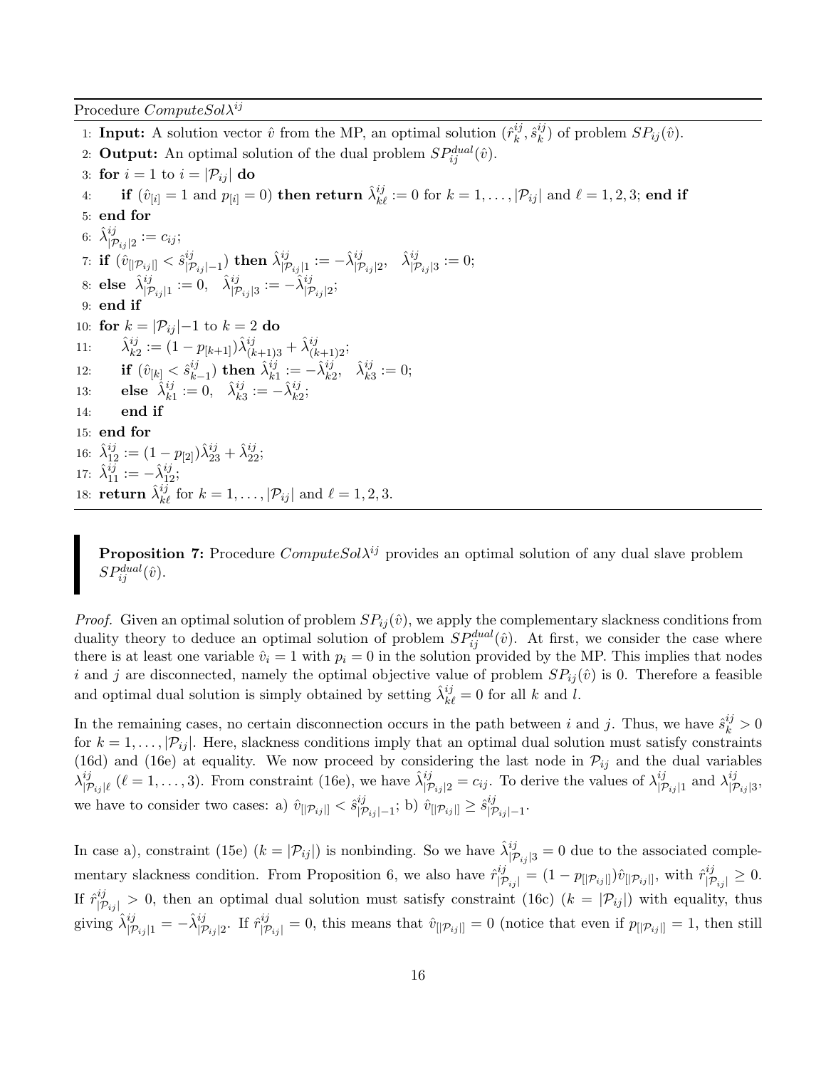Procedure $ComputeSol\lambda^{ij}$

```
1:  Input: A solution vector v̂ from the MP, an optimal solution (r̂_k^{ij}, ŝ_k^{ij}) of problem SP_ij(v̂).
2:  Output: An optimal solution of the dual problem SP_ij^{dual}(v̂).
3:  for i = 1 to i = |P_ij| do
4:      if (v̂_[i] = 1 and p_[i] = 0) then return λ̂_kℓ^{ij} := 0 for k = 1,...,|P_ij| and ℓ = 1,2,3; end if
5:  end for
6:  λ̂_{|P_ij|2}^{ij} := c_ij;
7:  if (v̂_[|P_ij|] < ŝ_{|P_ij|-1}^{ij}) then λ̂_{|P_ij|1}^{ij} := -λ̂_{|P_ij|2}^{ij},  λ̂_{|P_ij|3}^{ij} := 0;
8:  else λ̂_{|P_ij|1}^{ij} := 0,  λ̂_{|P_ij|3}^{ij} := -λ̂_{|P_ij|2}^{ij};
9:  end if
10: for k = |P_ij|-1 to k = 2 do
11:     λ̂_{k2}^{ij} := (1 - p_[k+1]) λ̂_{(k+1)3}^{ij} + λ̂_{(k+1)2}^{ij};
12:     if (v̂_[k] < ŝ_{k-1}^{ij}) then λ̂_{k1}^{ij} := -λ̂_{k2}^{ij},  λ̂_{k3}^{ij} := 0;
13:     else λ̂_{k1}^{ij} := 0,  λ̂_{k3}^{ij} := -λ̂_{k2}^{ij};
14:     end if
15: end for
16: λ̂_{12}^{ij} := (1 - p_[2]) λ̂_{23}^{ij} + λ̂_{22}^{ij};
17: λ̂_{11}^{ij} := -λ̂_{12}^{ij};
18: return λ̂_{kℓ}^{ij} for k = 1,...,|P_ij| and ℓ = 1,2,3.
```

**Proposition 7:** Procedure $ComputeSol\lambda^{ij}$ provides an optimal solution of any dual slave problem $SP^{dual}_{ij}(\hat{v})$.

*Proof.* Given an optimal solution of problem $SP_{ij}(\hat{v})$, we apply the complementary slackness conditions from duality theory to deduce an optimal solution of problem $SP^{dual}_{ij}(\hat{v})$. At first, we consider the case where there is at least one variable $\hat{v}_i = 1$ with $p_i = 0$ in the solution provided by the MP. This implies that nodes $i$ and $j$ are disconnected, namely the optimal objective value of problem $SP_{ij}(\hat{v})$ is 0. Therefore a feasible and optimal dual solution is simply obtained by setting $\hat{\lambda}^{ij}_{k\ell} = 0$ for all $k$ and $l$.

In the remaining cases, no certain disconnection occurs in the path between $i$ and $j$. Thus, we have $\hat{s}^{ij}_k > 0$ for $k = 1, \ldots, |\mathcal{P}_{ij}|$. Here, slackness conditions imply that an optimal dual solution must satisfy constraints (16d) and (16e) at equality. We now proceed by considering the last node in $\mathcal{P}_{ij}$ and the dual variables $\lambda^{ij}_{|\mathcal{P}_{ij}|\ell}$ ($\ell = 1, \ldots, 3$). From constraint (16e), we have $\hat{\lambda}^{ij}_{|\mathcal{P}_{ij}|2} = c_{ij}$. To derive the values of $\lambda^{ij}_{|\mathcal{P}_{ij}|1}$ and $\lambda^{ij}_{|\mathcal{P}_{ij}|3}$, we have to consider two cases: a) $\hat{v}_{[|\mathcal{P}_{ij}|]} < \hat{s}^{ij}_{|\mathcal{P}_{ij}|-1}$; b) $\hat{v}_{[|\mathcal{P}_{ij}|]} \geq \hat{s}^{ij}_{|\mathcal{P}_{ij}|-1}$.

In case a), constraint (15e) ($k = |\mathcal{P}_{ij}|$) is nonbinding. So we have $\hat{\lambda}^{ij}_{|\mathcal{P}_{ij}|3} = 0$ due to the associated complementary slackness condition. From Proposition 6, we also have $\hat{r}^{ij}_{|\mathcal{P}_{ij}|} = (1 - p_{[|\mathcal{P}_{ij}|]})\hat{v}_{[|\mathcal{P}_{ij}|]}$, with $\hat{r}^{ij}_{|\mathcal{P}_{ij}|} \geq 0$. If $\hat{r}^{ij}_{|\mathcal{P}_{ij}|} > 0$, then an optimal dual solution must satisfy constraint (16c) ($k = |\mathcal{P}_{ij}|$) with equality, thus giving $\hat{\lambda}^{ij}_{|\mathcal{P}_{ij}|1} = -\hat{\lambda}^{ij}_{|\mathcal{P}_{ij}|2}$. If $\hat{r}^{ij}_{|\mathcal{P}_{ij}|} = 0$, this means that $\hat{v}_{[|\mathcal{P}_{ij}|]} = 0$ (notice that even if $p_{[|\mathcal{P}_{ij}|]} = 1$, then still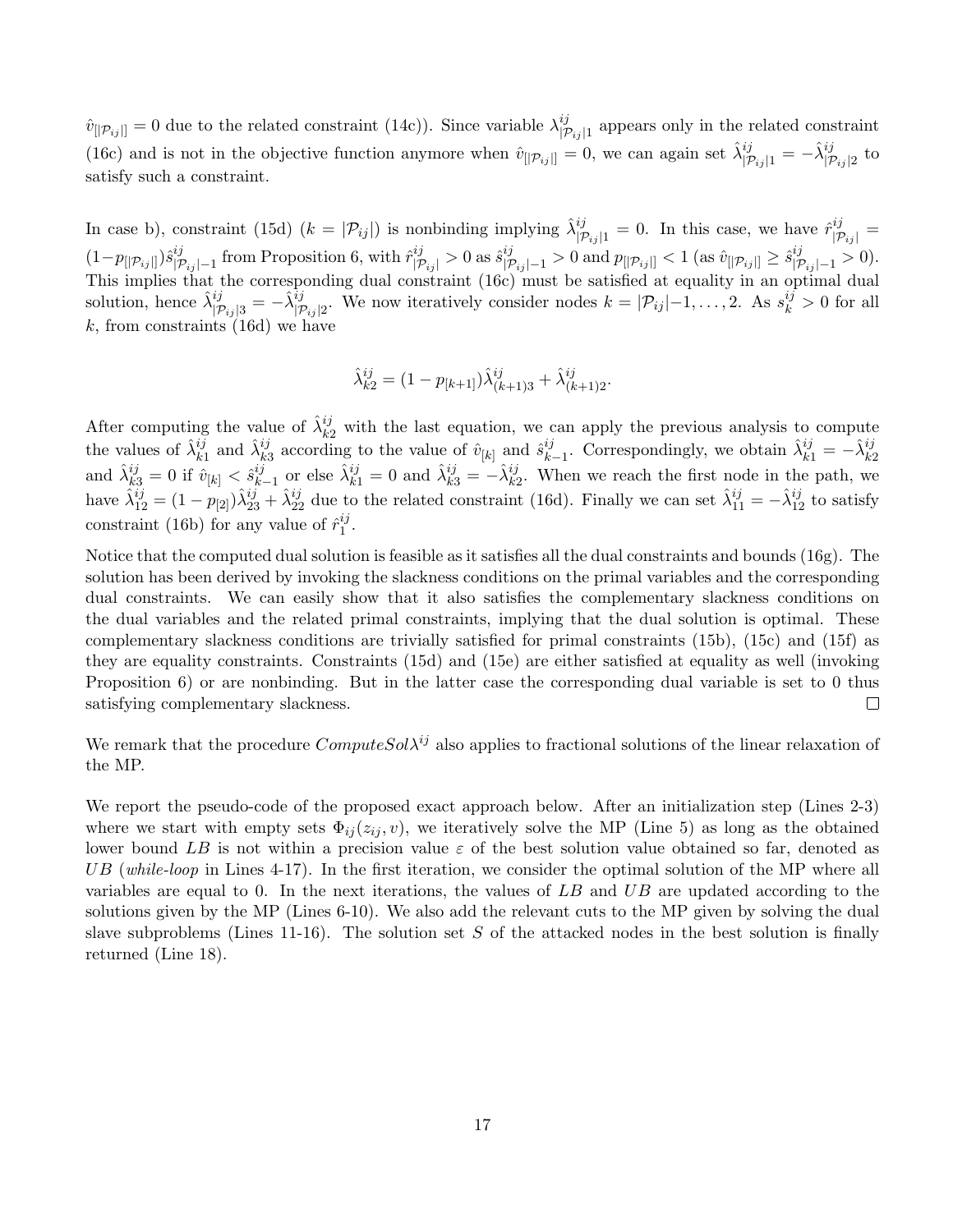$\hat{v}_{[|\mathcal{P}_{ij}|]} = 0$ due to the related constraint (14c)). Since variable $\lambda^{ij}_{|\mathcal{P}_{ij}|1}$ appears only in the related constraint (16c) and is not in the objective function anymore when $\hat{v}_{[|\mathcal{P}_{ij}|]} = 0$, we can again set $\hat{\lambda}^{ij}_{|\mathcal{P}_{ij}|1} = -\hat{\lambda}^{ij}_{|\mathcal{P}_{ij}|2}$ to satisfy such a constraint.

In case b), constraint (15d) ($k = |\mathcal{P}_{ij}|$) is nonbinding implying $\hat{\lambda}^{ij}_{|\mathcal{P}_{ij}|1} = 0$. In this case, we have $\hat{r}^{ij}_{|\mathcal{P}_{ij}|} = (1-p_{[|\mathcal{P}_{ij}|]})\hat{s}^{ij}_{|\mathcal{P}_{ij}|-1}$ from Proposition 6, with $\hat{r}^{ij}_{|\mathcal{P}_{ij}|} > 0$ as $\hat{s}^{ij}_{|\mathcal{P}_{ij}|-1} > 0$ and $p_{[|\mathcal{P}_{ij}|]} < 1$ (as $\hat{v}_{[|\mathcal{P}_{ij}|]} \geq \hat{s}^{ij}_{|\mathcal{P}_{ij}|-1} > 0$). This implies that the corresponding dual constraint (16c) must be satisfied at equality in an optimal dual solution, hence $\hat{\lambda}^{ij}_{|\mathcal{P}_{ij}|3} = -\hat{\lambda}^{ij}_{|\mathcal{P}_{ij}|2}$. We now iteratively consider nodes $k = |\mathcal{P}_{ij}|-1, \ldots, 2$. As $s^{ij}_k > 0$ for all $k$, from constraints (16d) we have

$$\hat{\lambda}^{ij}_{k2} = (1 - p_{[k+1]})\hat{\lambda}^{ij}_{(k+1)3} + \hat{\lambda}^{ij}_{(k+1)2}.$$

After computing the value of $\hat{\lambda}^{ij}_{k2}$ with the last equation, we can apply the previous analysis to compute the values of $\hat{\lambda}^{ij}_{k1}$ and $\hat{\lambda}^{ij}_{k3}$ according to the value of $\hat{v}_{[k]}$ and $\hat{s}^{ij}_{k-1}$. Correspondingly, we obtain $\hat{\lambda}^{ij}_{k1} = -\hat{\lambda}^{ij}_{k2}$ and $\hat{\lambda}^{ij}_{k3} = 0$ if $\hat{v}_{[k]} < \hat{s}^{ij}_{k-1}$ or else $\hat{\lambda}^{ij}_{k1} = 0$ and $\hat{\lambda}^{ij}_{k3} = -\hat{\lambda}^{ij}_{k2}$. When we reach the first node in the path, we have $\hat{\lambda}^{ij}_{12} = (1 - p_{[2]})\hat{\lambda}^{ij}_{23} + \hat{\lambda}^{ij}_{22}$ due to the related constraint (16d). Finally we can set $\hat{\lambda}^{ij}_{11} = -\hat{\lambda}^{ij}_{12}$ to satisfy constraint (16b) for any value of $\hat{r}^{ij}_1$.

Notice that the computed dual solution is feasible as it satisfies all the dual constraints and bounds (16g). The solution has been derived by invoking the slackness conditions on the primal variables and the corresponding dual constraints. We can easily show that it also satisfies the complementary slackness conditions on the dual variables and the related primal constraints, implying that the dual solution is optimal. These complementary slackness conditions are trivially satisfied for primal constraints (15b), (15c) and (15f) as they are equality constraints. Constraints (15d) and (15e) are either satisfied at equality as well (invoking Proposition 6) or are nonbinding. But in the latter case the corresponding dual variable is set to 0 thus satisfying complementary slackness. □

We remark that the procedure $ComputeSol\lambda^{ij}$ also applies to fractional solutions of the linear relaxation of the MP.

We report the pseudo-code of the proposed exact approach below. After an initialization step (Lines 2-3) where we start with empty sets $\Phi_{ij}(z_{ij}, v)$, we iteratively solve the MP (Line 5) as long as the obtained lower bound $LB$ is not within a precision value $\varepsilon$ of the best solution value obtained so far, denoted as $UB$ (*while-loop* in Lines 4-17). In the first iteration, we consider the optimal solution of the MP where all variables are equal to 0. In the next iterations, the values of $LB$ and $UB$ are updated according to the solutions given by the MP (Lines 6-10). We also add the relevant cuts to the MP given by solving the dual slave subproblems (Lines 11-16). The solution set $S$ of the attacked nodes in the best solution is finally returned (Line 18).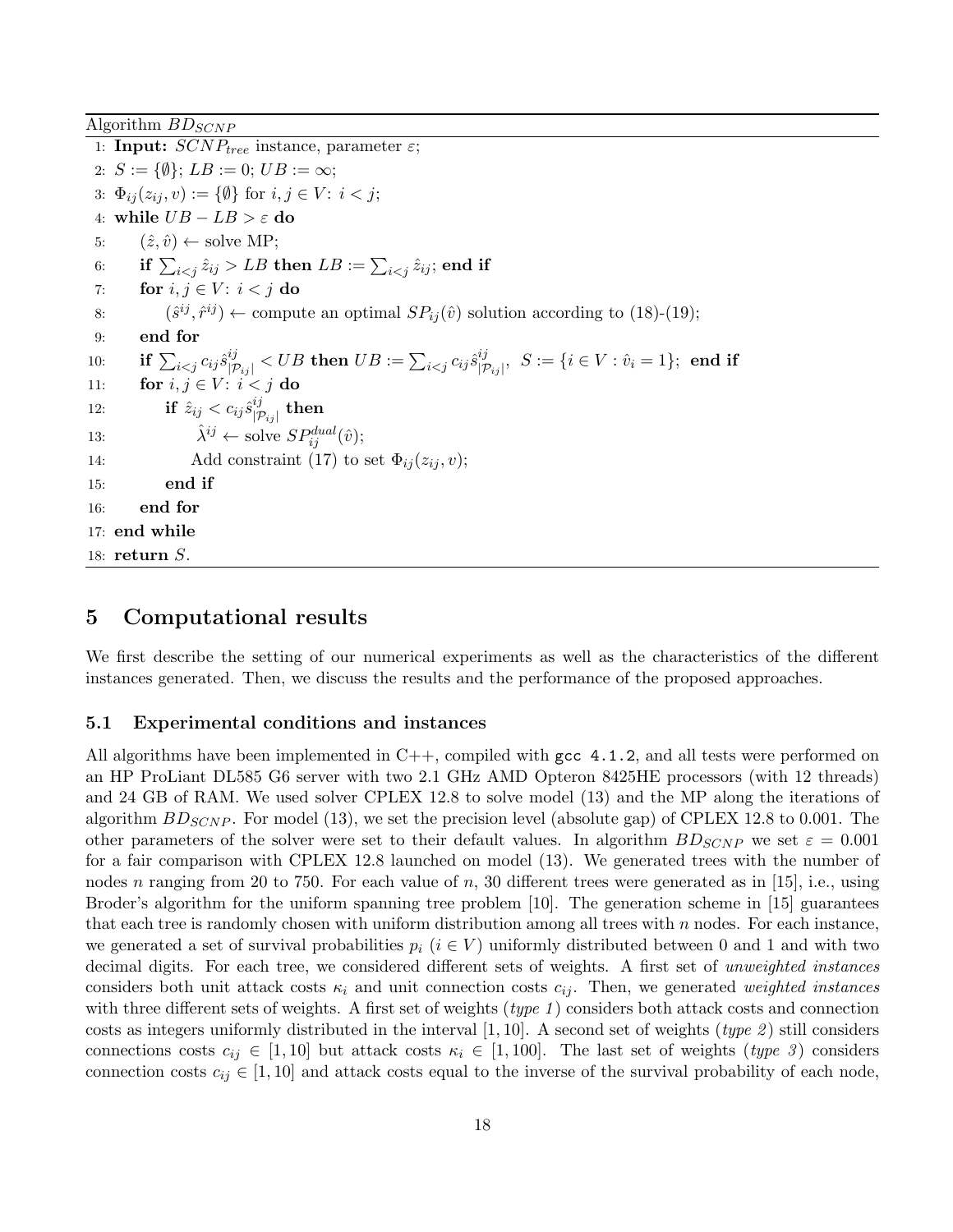Algorithm $BD_{SCNP}$

1: **Input:** $SCNP_{tree}$ instance, parameter $\varepsilon$;
2: $S := \{\emptyset\}$; $LB := 0$; $UB := \infty$;
3: $\Phi_{ij}(z_{ij}, v) := \{\emptyset\}$ for $i, j \in V\colon i < j$;
4: **while** $UB - LB > \varepsilon$ **do**
5: $\quad (\hat{z}, \hat{v}) \leftarrow$ solve MP;
6: $\quad$ **if** $\sum_{i<j} \hat{z}_{ij} > LB$ **then** $LB := \sum_{i<j} \hat{z}_{ij}$; **end if**
7: $\quad$ **for** $i, j \in V\colon i < j$ **do**
8: $\quad\quad (\hat{s}^{ij}, \hat{r}^{ij}) \leftarrow$ compute an optimal $SP_{ij}(\hat{v})$ solution according to (18)-(19);
9: $\quad$ **end for**
10: $\quad$ **if** $\sum_{i<j} c_{ij} \hat{s}^{ij}_{|\mathcal{P}_{ij}|} < UB$ **then** $UB := \sum_{i<j} c_{ij} \hat{s}^{ij}_{|\mathcal{P}_{ij}|}$, $S := \{i \in V : \hat{v}_i = 1\}$; **end if**
11: $\quad$ **for** $i, j \in V\colon i < j$ **do**
12: $\quad\quad$ **if** $\hat{z}_{ij} < c_{ij} \hat{s}^{ij}_{|\mathcal{P}_{ij}|}$ **then**
13: $\quad\quad\quad \hat{\lambda}^{ij} \leftarrow$ solve $SP^{dual}_{ij}(\hat{v})$;
14: $\quad\quad\quad$ Add constraint (17) to set $\Phi_{ij}(z_{ij}, v)$;
15: $\quad\quad$ **end if**
16: $\quad$ **end for**
17: **end while**
18: **return** $S$.

# 5 Computational results

We first describe the setting of our numerical experiments as well as the characteristics of the different instances generated. Then, we discuss the results and the performance of the proposed approaches.

## 5.1 Experimental conditions and instances

All algorithms have been implemented in C++, compiled with `gcc 4.1.2`, and all tests were performed on an HP ProLiant DL585 G6 server with two 2.1 GHz AMD Opteron 8425HE processors (with 12 threads) and 24 GB of RAM. We used solver CPLEX 12.8 to solve model (13) and the MP along the iterations of algorithm $BD_{SCNP}$. For model (13), we set the precision level (absolute gap) of CPLEX 12.8 to 0.001. The other parameters of the solver were set to their default values. In algorithm $BD_{SCNP}$ we set $\varepsilon = 0.001$ for a fair comparison with CPLEX 12.8 launched on model (13). We generated trees with the number of nodes $n$ ranging from 20 to 750. For each value of $n$, 30 different trees were generated as in [15], i.e., using Broder's algorithm for the uniform spanning tree problem [10]. The generation scheme in [15] guarantees that each tree is randomly chosen with uniform distribution among all trees with $n$ nodes. For each instance, we generated a set of survival probabilities $p_i$ ($i \in V$) uniformly distributed between 0 and 1 and with two decimal digits. For each tree, we considered different sets of weights. A first set of *unweighted instances* considers both unit attack costs $\kappa_i$ and unit connection costs $c_{ij}$. Then, we generated *weighted instances* with three different sets of weights. A first set of weights (*type 1*) considers both attack costs and connection costs as integers uniformly distributed in the interval $[1, 10]$. A second set of weights (*type 2*) still considers connections costs $c_{ij} \in [1, 10]$ but attack costs $\kappa_i \in [1, 100]$. The last set of weights (*type 3*) considers connection costs $c_{ij} \in [1, 10]$ and attack costs equal to the inverse of the survival probability of each node,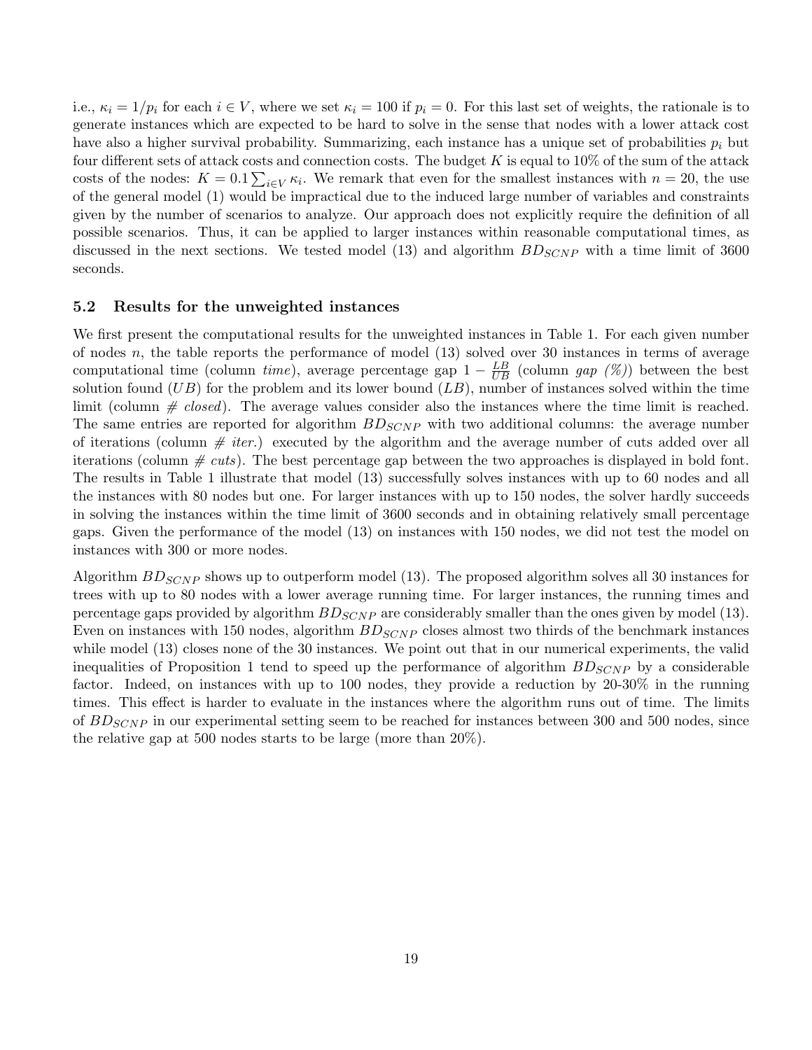i.e., $\kappa_i = 1/p_i$ for each $i \in V$, where we set $\kappa_i = 100$ if $p_i = 0$. For this last set of weights, the rationale is to generate instances which are expected to be hard to solve in the sense that nodes with a lower attack cost have also a higher survival probability. Summarizing, each instance has a unique set of probabilities $p_i$ but four different sets of attack costs and connection costs. The budget $K$ is equal to 10% of the sum of the attack costs of the nodes: $K = 0.1 \sum_{i \in V} \kappa_i$. We remark that even for the smallest instances with $n = 20$, the use of the general model (1) would be impractical due to the induced large number of variables and constraints given by the number of scenarios to analyze. Our approach does not explicitly require the definition of all possible scenarios. Thus, it can be applied to larger instances within reasonable computational times, as discussed in the next sections. We tested model (13) and algorithm $BD_{SCNP}$ with a time limit of 3600 seconds.

### 5.2 Results for the unweighted instances

We first present the computational results for the unweighted instances in Table 1. For each given number of nodes $n$, the table reports the performance of model (13) solved over 30 instances in terms of average computational time (column *time*), average percentage gap $1 - \frac{LB}{UB}$ (column *gap (%)*) between the best solution found ($UB$) for the problem and its lower bound ($LB$), number of instances solved within the time limit (column *# closed*). The average values consider also the instances where the time limit is reached. The same entries are reported for algorithm $BD_{SCNP}$ with two additional columns: the average number of iterations (column *# iter.*) executed by the algorithm and the average number of cuts added over all iterations (column *# cuts*). The best percentage gap between the two approaches is displayed in bold font. The results in Table 1 illustrate that model (13) successfully solves instances with up to 60 nodes and all the instances with 80 nodes but one. For larger instances with up to 150 nodes, the solver hardly succeeds in solving the instances within the time limit of 3600 seconds and in obtaining relatively small percentage gaps. Given the performance of the model (13) on instances with 150 nodes, we did not test the model on instances with 300 or more nodes.

Algorithm $BD_{SCNP}$ shows up to outperform model (13). The proposed algorithm solves all 30 instances for trees with up to 80 nodes with a lower average running time. For larger instances, the running times and percentage gaps provided by algorithm $BD_{SCNP}$ are considerably smaller than the ones given by model (13). Even on instances with 150 nodes, algorithm $BD_{SCNP}$ closes almost two thirds of the benchmark instances while model (13) closes none of the 30 instances. We point out that in our numerical experiments, the valid inequalities of Proposition 1 tend to speed up the performance of algorithm $BD_{SCNP}$ by a considerable factor. Indeed, on instances with up to 100 nodes, they provide a reduction by 20-30% in the running times. This effect is harder to evaluate in the instances where the algorithm runs out of time. The limits of $BD_{SCNP}$ in our experimental setting seem to be reached for instances between 300 and 500 nodes, since the relative gap at 500 nodes starts to be large (more than 20%).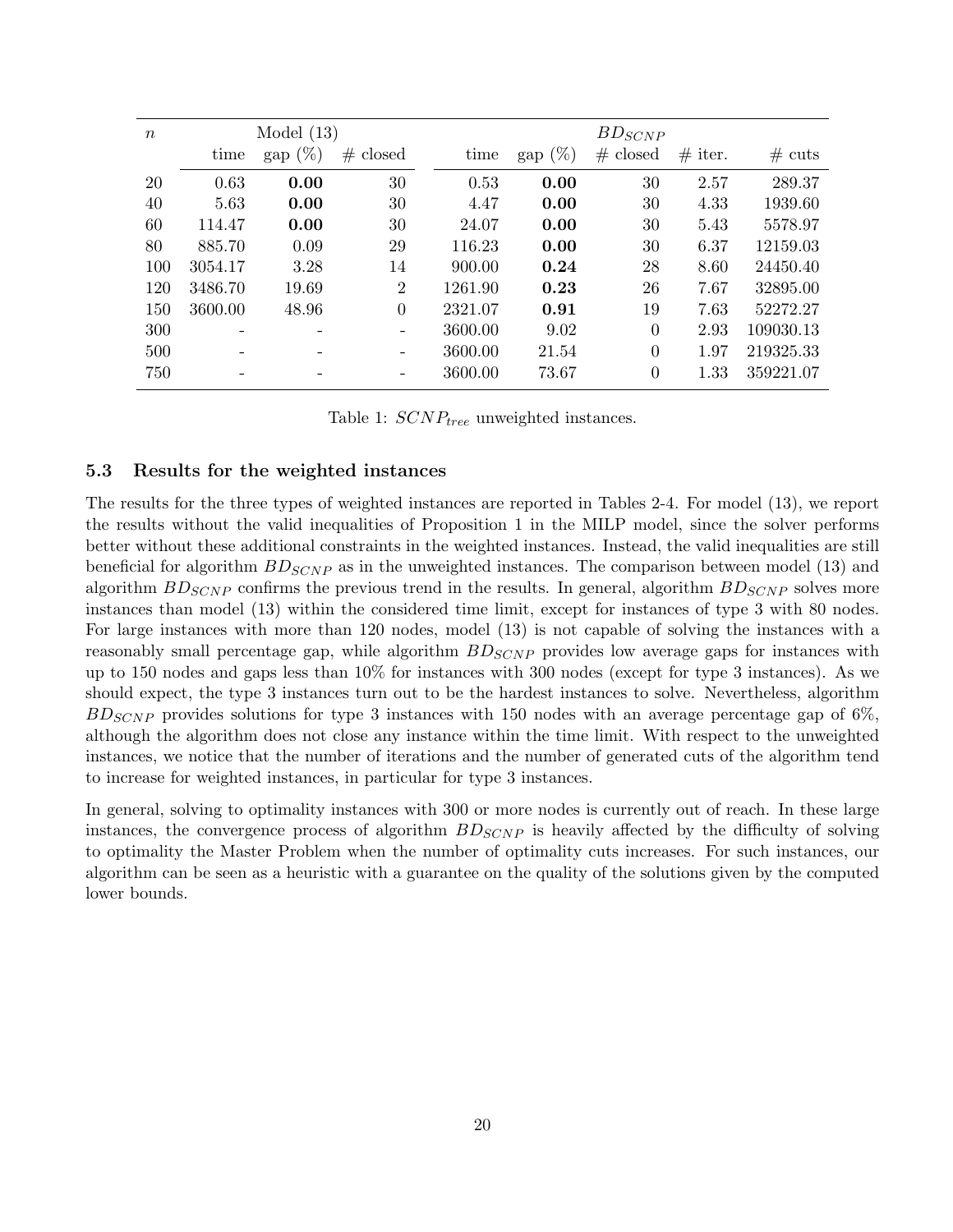| $n$ | Model (13) | | | $BD_{SCNP}$ | | | | |
|---|---|---|---|---|---|---|---|---|
| | time | gap (%) | # closed | time | gap (%) | # closed | # iter. | # cuts |
| 20 | 0.63 | **0.00** | 30 | 0.53 | **0.00** | 30 | 2.57 | 289.37 |
| 40 | 5.63 | **0.00** | 30 | 4.47 | **0.00** | 30 | 4.33 | 1939.60 |
| 60 | 114.47 | **0.00** | 30 | 24.07 | **0.00** | 30 | 5.43 | 5578.97 |
| 80 | 885.70 | 0.09 | 29 | 116.23 | **0.00** | 30 | 6.37 | 12159.03 |
| 100 | 3054.17 | 3.28 | 14 | 900.00 | **0.24** | 28 | 8.60 | 24450.40 |
| 120 | 3486.70 | 19.69 | 2 | 1261.90 | **0.23** | 26 | 7.67 | 32895.00 |
| 150 | 3600.00 | 48.96 | 0 | 2321.07 | **0.91** | 19 | 7.63 | 52272.27 |
| 300 | - | - | - | 3600.00 | 9.02 | 0 | 2.93 | 109030.13 |
| 500 | - | - | - | 3600.00 | 21.54 | 0 | 1.97 | 219325.33 |
| 750 | - | - | - | 3600.00 | 73.67 | 0 | 1.33 | 359221.07 |

Table 1: $SCNP_{tree}$ unweighted instances.

### 5.3 Results for the weighted instances

The results for the three types of weighted instances are reported in Tables 2-4. For model (13), we report the results without the valid inequalities of Proposition 1 in the MILP model, since the solver performs better without these additional constraints in the weighted instances. Instead, the valid inequalities are still beneficial for algorithm $BD_{SCNP}$ as in the unweighted instances. The comparison between model (13) and algorithm $BD_{SCNP}$ confirms the previous trend in the results. In general, algorithm $BD_{SCNP}$ solves more instances than model (13) within the considered time limit, except for instances of type 3 with 80 nodes. For large instances with more than 120 nodes, model (13) is not capable of solving the instances with a reasonably small percentage gap, while algorithm $BD_{SCNP}$ provides low average gaps for instances with up to 150 nodes and gaps less than 10% for instances with 300 nodes (except for type 3 instances). As we should expect, the type 3 instances turn out to be the hardest instances to solve. Nevertheless, algorithm $BD_{SCNP}$ provides solutions for type 3 instances with 150 nodes with an average percentage gap of 6%, although the algorithm does not close any instance within the time limit. With respect to the unweighted instances, we notice that the number of iterations and the number of generated cuts of the algorithm tend to increase for weighted instances, in particular for type 3 instances.

In general, solving to optimality instances with 300 or more nodes is currently out of reach. In these large instances, the convergence process of algorithm $BD_{SCNP}$ is heavily affected by the difficulty of solving to optimality the Master Problem when the number of optimality cuts increases. For such instances, our algorithm can be seen as a heuristic with a guarantee on the quality of the solutions given by the computed lower bounds.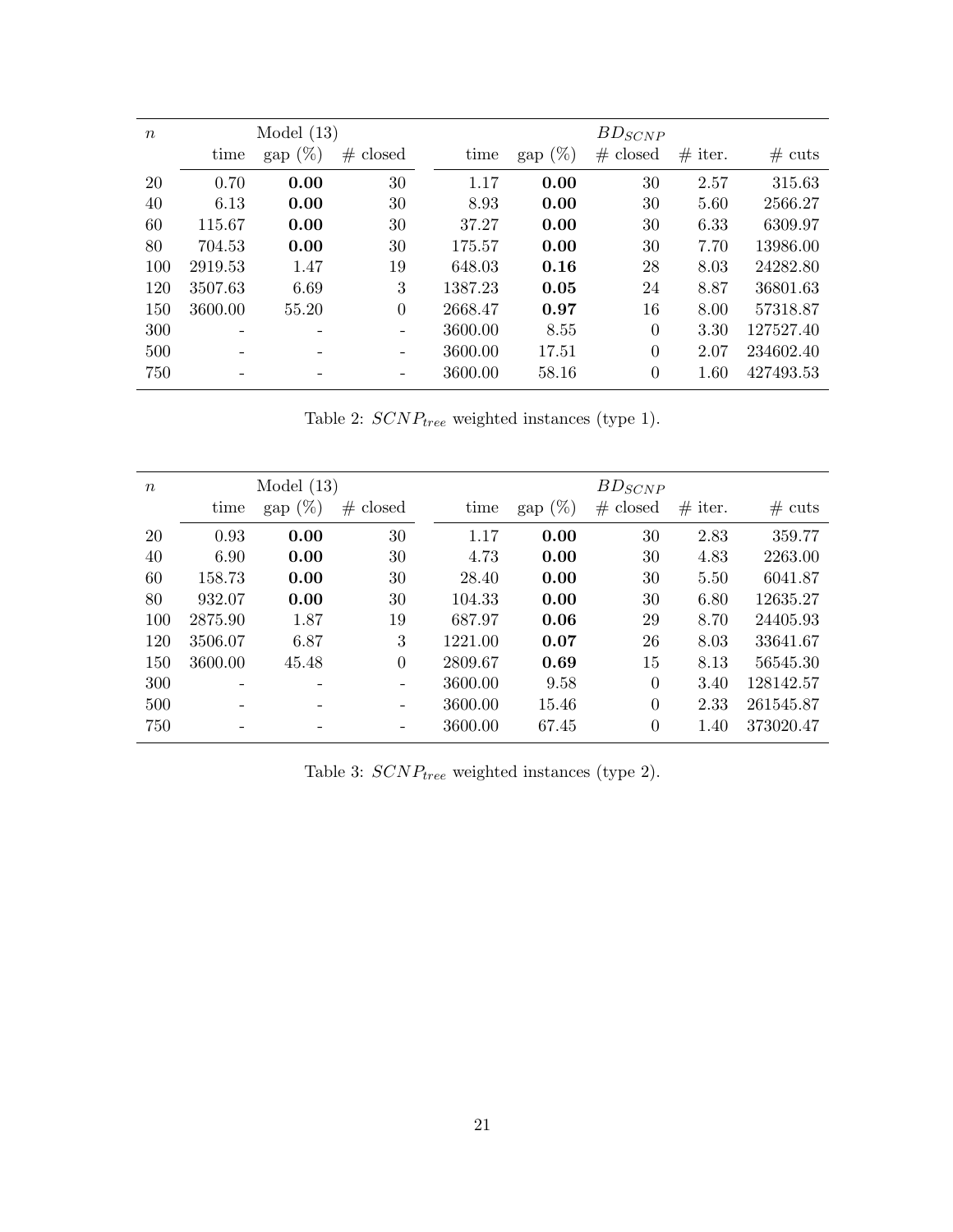| $n$ | Model (13) | | | $BD_{SCNP}$ | | | | |
|---|---|---|---|---|---|---|---|---|
| | time | gap (%) | # closed | time | gap (%) | # closed | # iter. | # cuts |
| 20 | 0.70 | **0.00** | 30 | 1.17 | **0.00** | 30 | 2.57 | 315.63 |
| 40 | 6.13 | **0.00** | 30 | 8.93 | **0.00** | 30 | 5.60 | 2566.27 |
| 60 | 115.67 | **0.00** | 30 | 37.27 | **0.00** | 30 | 6.33 | 6309.97 |
| 80 | 704.53 | **0.00** | 30 | 175.57 | **0.00** | 30 | 7.70 | 13986.00 |
| 100 | 2919.53 | 1.47 | 19 | 648.03 | **0.16** | 28 | 8.03 | 24282.80 |
| 120 | 3507.63 | 6.69 | 3 | 1387.23 | **0.05** | 24 | 8.87 | 36801.63 |
| 150 | 3600.00 | 55.20 | 0 | 2668.47 | **0.97** | 16 | 8.00 | 57318.87 |
| 300 | - | - | - | 3600.00 | 8.55 | 0 | 3.30 | 127527.40 |
| 500 | - | - | - | 3600.00 | 17.51 | 0 | 2.07 | 234602.40 |
| 750 | - | - | - | 3600.00 | 58.16 | 0 | 1.60 | 427493.53 |

Table 2: $SCNP_{tree}$ weighted instances (type 1).

| $n$ | Model (13) | | | $BD_{SCNP}$ | | | | |
|---|---|---|---|---|---|---|---|---|
| | time | gap (%) | # closed | time | gap (%) | # closed | # iter. | # cuts |
| 20 | 0.93 | **0.00** | 30 | 1.17 | **0.00** | 30 | 2.83 | 359.77 |
| 40 | 6.90 | **0.00** | 30 | 4.73 | **0.00** | 30 | 4.83 | 2263.00 |
| 60 | 158.73 | **0.00** | 30 | 28.40 | **0.00** | 30 | 5.50 | 6041.87 |
| 80 | 932.07 | **0.00** | 30 | 104.33 | **0.00** | 30 | 6.80 | 12635.27 |
| 100 | 2875.90 | 1.87 | 19 | 687.97 | **0.06** | 29 | 8.70 | 24405.93 |
| 120 | 3506.07 | 6.87 | 3 | 1221.00 | **0.07** | 26 | 8.03 | 33641.67 |
| 150 | 3600.00 | 45.48 | 0 | 2809.67 | **0.69** | 15 | 8.13 | 56545.30 |
| 300 | - | - | - | 3600.00 | 9.58 | 0 | 3.40 | 128142.57 |
| 500 | - | - | - | 3600.00 | 15.46 | 0 | 2.33 | 261545.87 |
| 750 | - | - | - | 3600.00 | 67.45 | 0 | 1.40 | 373020.47 |

Table 3: $SCNP_{tree}$ weighted instances (type 2).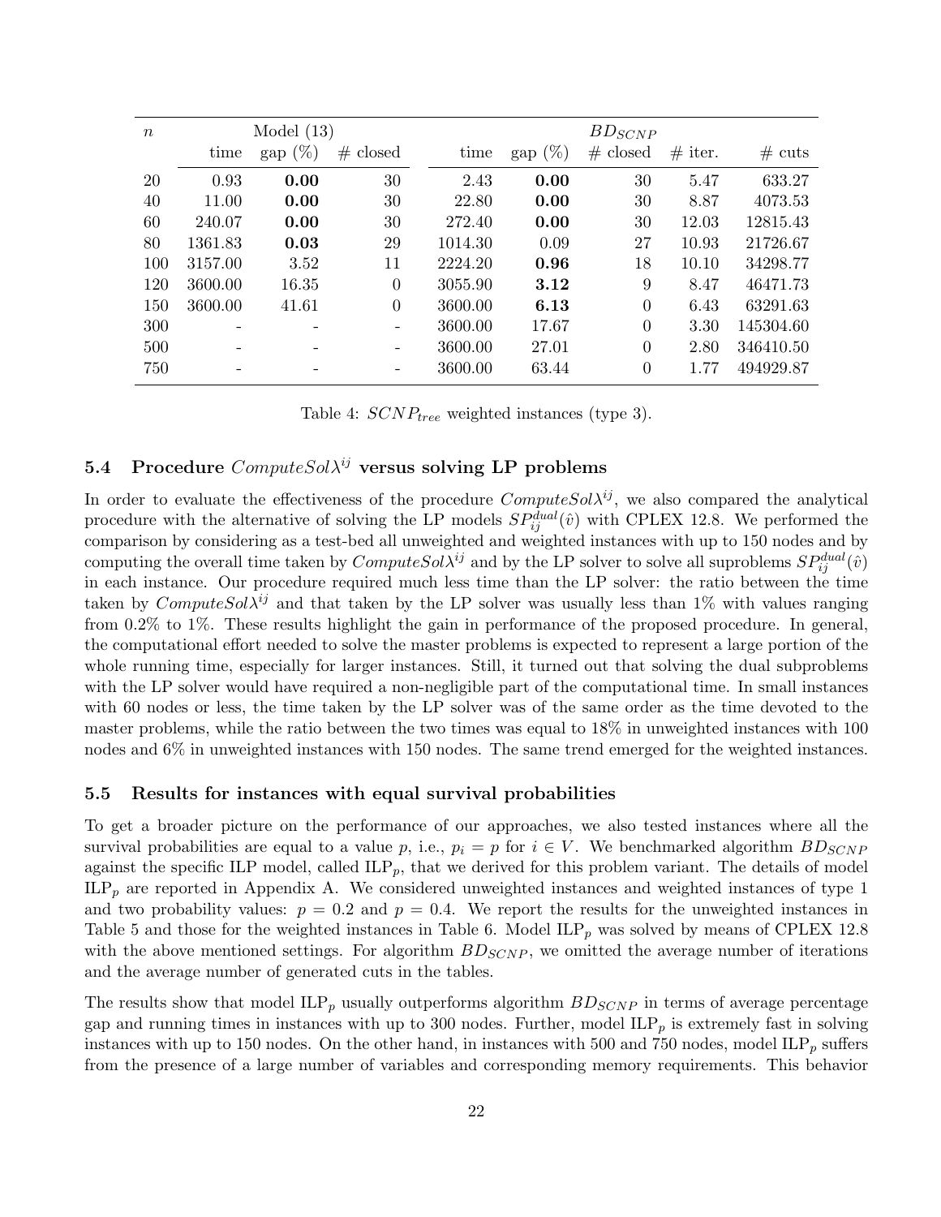| $n$ | Model (13) | | | $BD_{SCNP}$ | | | | |
|---|---|---|---|---|---|---|---|---|
| | time | gap (%) | # closed | time | gap (%) | # closed | # iter. | # cuts |
| 20 | 0.93 | **0.00** | 30 | 2.43 | **0.00** | 30 | 5.47 | 633.27 |
| 40 | 11.00 | **0.00** | 30 | 22.80 | **0.00** | 30 | 8.87 | 4073.53 |
| 60 | 240.07 | **0.00** | 30 | 272.40 | **0.00** | 30 | 12.03 | 12815.43 |
| 80 | 1361.83 | **0.03** | 29 | 1014.30 | 0.09 | 27 | 10.93 | 21726.67 |
| 100 | 3157.00 | 3.52 | 11 | 2224.20 | **0.96** | 18 | 10.10 | 34298.77 |
| 120 | 3600.00 | 16.35 | 0 | 3055.90 | **3.12** | 9 | 8.47 | 46471.73 |
| 150 | 3600.00 | 41.61 | 0 | 3600.00 | **6.13** | 0 | 6.43 | 63291.63 |
| 300 | - | - | - | 3600.00 | 17.67 | 0 | 3.30 | 145304.60 |
| 500 | - | - | - | 3600.00 | 27.01 | 0 | 2.80 | 346410.50 |
| 750 | - | - | - | 3600.00 | 63.44 | 0 | 1.77 | 494929.87 |

Table 4: $SCNP_{tree}$ weighted instances (type 3).

### 5.4 Procedure $ComputeSol\lambda^{ij}$ versus solving LP problems

In order to evaluate the effectiveness of the procedure $ComputeSol\lambda^{ij}$, we also compared the analytical procedure with the alternative of solving the LP models $SP_{ij}^{dual}(\hat{v})$ with CPLEX 12.8. We performed the comparison by considering as a test-bed all unweighted and weighted instances with up to 150 nodes and by computing the overall time taken by $ComputeSol\lambda^{ij}$ and by the LP solver to solve all suproblems $SP_{ij}^{dual}(\hat{v})$ in each instance. Our procedure required much less time than the LP solver: the ratio between the time taken by $ComputeSol\lambda^{ij}$ and that taken by the LP solver was usually less than 1% with values ranging from 0.2% to 1%. These results highlight the gain in performance of the proposed procedure. In general, the computational effort needed to solve the master problems is expected to represent a large portion of the whole running time, especially for larger instances. Still, it turned out that solving the dual subproblems with the LP solver would have required a non-negligible part of the computational time. In small instances with 60 nodes or less, the time taken by the LP solver was of the same order as the time devoted to the master problems, while the ratio between the two times was equal to 18% in unweighted instances with 100 nodes and 6% in unweighted instances with 150 nodes. The same trend emerged for the weighted instances.

### 5.5 Results for instances with equal survival probabilities

To get a broader picture on the performance of our approaches, we also tested instances where all the survival probabilities are equal to a value $p$, i.e., $p_i = p$ for $i \in V$. We benchmarked algorithm $BD_{SCNP}$ against the specific ILP model, called ILP$_p$, that we derived for this problem variant. The details of model ILP$_p$ are reported in Appendix A. We considered unweighted instances and weighted instances of type 1 and two probability values: $p = 0.2$ and $p = 0.4$. We report the results for the unweighted instances in Table 5 and those for the weighted instances in Table 6. Model ILP$_p$ was solved by means of CPLEX 12.8 with the above mentioned settings. For algorithm $BD_{SCNP}$, we omitted the average number of iterations and the average number of generated cuts in the tables.

The results show that model ILP$_p$ usually outperforms algorithm $BD_{SCNP}$ in terms of average percentage gap and running times in instances with up to 300 nodes. Further, model ILP$_p$ is extremely fast in solving instances with up to 150 nodes. On the other hand, in instances with 500 and 750 nodes, model ILP$_p$ suffers from the presence of a large number of variables and corresponding memory requirements. This behavior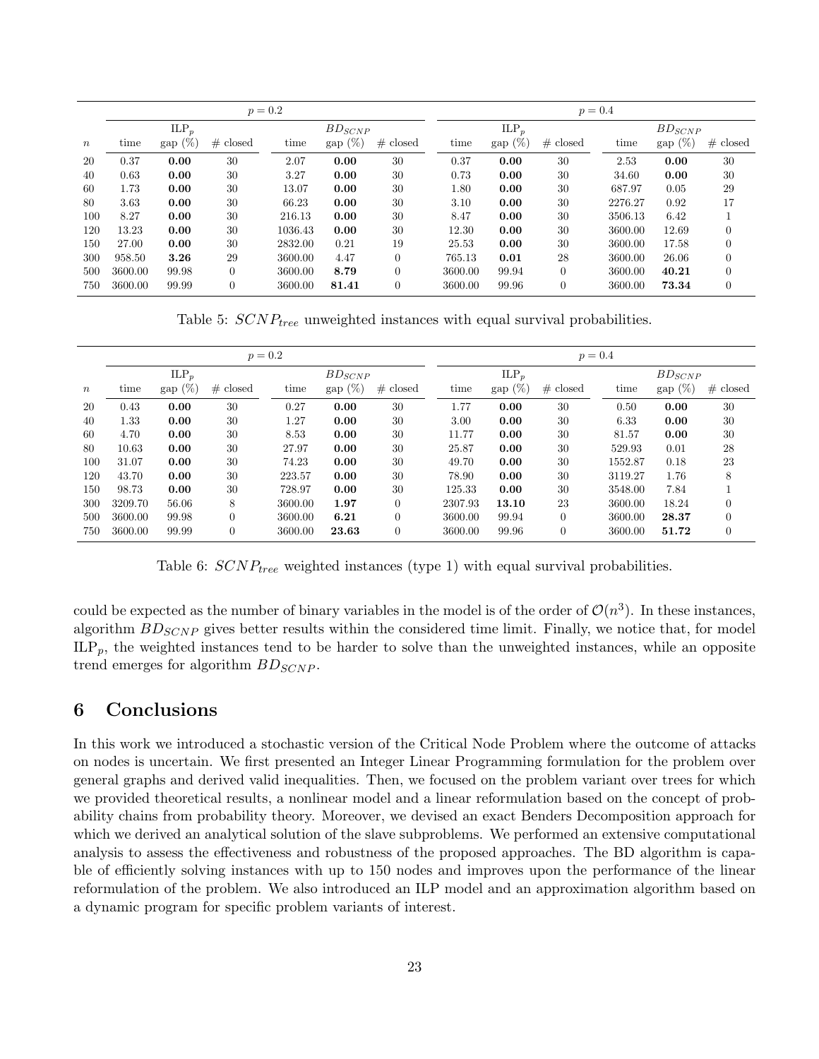| | $p = 0.2$ | | | | | | $p = 0.4$ | | | | | |
|---|---|---|---|---|---|---|---|---|---|---|---|---|
| | | ILP$_p$ | | | $BD_{SCNP}$ | | | ILP$_p$ | | | $BD_{SCNP}$ | |
| $n$ | time | gap (%) | # closed | time | gap (%) | # closed | time | gap (%) | # closed | time | gap (%) | # closed |
| 20 | 0.37 | **0.00** | 30 | 2.07 | **0.00** | 30 | 0.37 | **0.00** | 30 | 2.53 | **0.00** | 30 |
| 40 | 0.63 | **0.00** | 30 | 3.27 | **0.00** | 30 | 0.73 | **0.00** | 30 | 34.60 | **0.00** | 30 |
| 60 | 1.73 | **0.00** | 30 | 13.07 | **0.00** | 30 | 1.80 | **0.00** | 30 | 687.97 | 0.05 | 29 |
| 80 | 3.63 | **0.00** | 30 | 66.23 | **0.00** | 30 | 3.10 | **0.00** | 30 | 2276.27 | 0.92 | 17 |
| 100 | 8.27 | **0.00** | 30 | 216.13 | **0.00** | 30 | 8.47 | **0.00** | 30 | 3506.13 | 6.42 | 1 |
| 120 | 13.23 | **0.00** | 30 | 1036.43 | **0.00** | 30 | 12.30 | **0.00** | 30 | 3600.00 | 12.69 | 0 |
| 150 | 27.00 | **0.00** | 30 | 2832.00 | 0.21 | 19 | 25.53 | **0.00** | 30 | 3600.00 | 17.58 | 0 |
| 300 | 958.50 | **3.26** | 29 | 3600.00 | 4.47 | 0 | 765.13 | **0.01** | 28 | 3600.00 | 26.06 | 0 |
| 500 | 3600.00 | 99.98 | 0 | 3600.00 | **8.79** | 0 | 3600.00 | 99.94 | 0 | 3600.00 | **40.21** | 0 |
| 750 | 3600.00 | 99.99 | 0 | 3600.00 | **81.41** | 0 | 3600.00 | 99.96 | 0 | 3600.00 | **73.34** | 0 |

Table 5: $SCNP_{tree}$ unweighted instances with equal survival probabilities.

| | $p = 0.2$ | | | | | | $p = 0.4$ | | | | | |
|---|---|---|---|---|---|---|---|---|---|---|---|---|
| | | ILP$_p$ | | | $BD_{SCNP}$ | | | ILP$_p$ | | | $BD_{SCNP}$ | |
| $n$ | time | gap (%) | # closed | time | gap (%) | # closed | time | gap (%) | # closed | time | gap (%) | # closed |
| 20 | 0.43 | **0.00** | 30 | 0.27 | **0.00** | 30 | 1.77 | **0.00** | 30 | 0.50 | **0.00** | 30 |
| 40 | 1.33 | **0.00** | 30 | 1.27 | **0.00** | 30 | 3.00 | **0.00** | 30 | 6.33 | **0.00** | 30 |
| 60 | 4.70 | **0.00** | 30 | 8.53 | **0.00** | 30 | 11.77 | **0.00** | 30 | 81.57 | **0.00** | 30 |
| 80 | 10.63 | **0.00** | 30 | 27.97 | **0.00** | 30 | 25.87 | **0.00** | 30 | 529.93 | 0.01 | 28 |
| 100 | 31.07 | **0.00** | 30 | 74.23 | **0.00** | 30 | 49.70 | **0.00** | 30 | 1552.87 | 0.18 | 23 |
| 120 | 43.70 | **0.00** | 30 | 223.57 | **0.00** | 30 | 78.90 | **0.00** | 30 | 3119.27 | 1.76 | 8 |
| 150 | 98.73 | **0.00** | 30 | 728.97 | **0.00** | 30 | 125.33 | **0.00** | 30 | 3548.00 | 7.84 | 1 |
| 300 | 3209.70 | 56.06 | 8 | 3600.00 | **1.97** | 0 | 2307.93 | **13.10** | 23 | 3600.00 | 18.24 | 0 |
| 500 | 3600.00 | 99.98 | 0 | 3600.00 | **6.21** | 0 | 3600.00 | 99.94 | 0 | 3600.00 | **28.37** | 0 |
| 750 | 3600.00 | 99.99 | 0 | 3600.00 | **23.63** | 0 | 3600.00 | 99.96 | 0 | 3600.00 | **51.72** | 0 |

Table 6: $SCNP_{tree}$ weighted instances (type 1) with equal survival probabilities.

could be expected as the number of binary variables in the model is of the order of $\mathcal{O}(n^3)$. In these instances, algorithm $BD_{SCNP}$ gives better results within the considered time limit. Finally, we notice that, for model ILP$_p$, the weighted instances tend to be harder to solve than the unweighted instances, while an opposite trend emerges for algorithm $BD_{SCNP}$.

## 6 Conclusions

In this work we introduced a stochastic version of the Critical Node Problem where the outcome of attacks on nodes is uncertain. We first presented an Integer Linear Programming formulation for the problem over general graphs and derived valid inequalities. Then, we focused on the problem variant over trees for which we provided theoretical results, a nonlinear model and a linear reformulation based on the concept of probability chains from probability theory. Moreover, we devised an exact Benders Decomposition approach for which we derived an analytical solution of the slave subproblems. We performed an extensive computational analysis to assess the effectiveness and robustness of the proposed approaches. The BD algorithm is capable of efficiently solving instances with up to 150 nodes and improves upon the performance of the linear reformulation of the problem. We also introduced an ILP model and an approximation algorithm based on a dynamic program for specific problem variants of interest.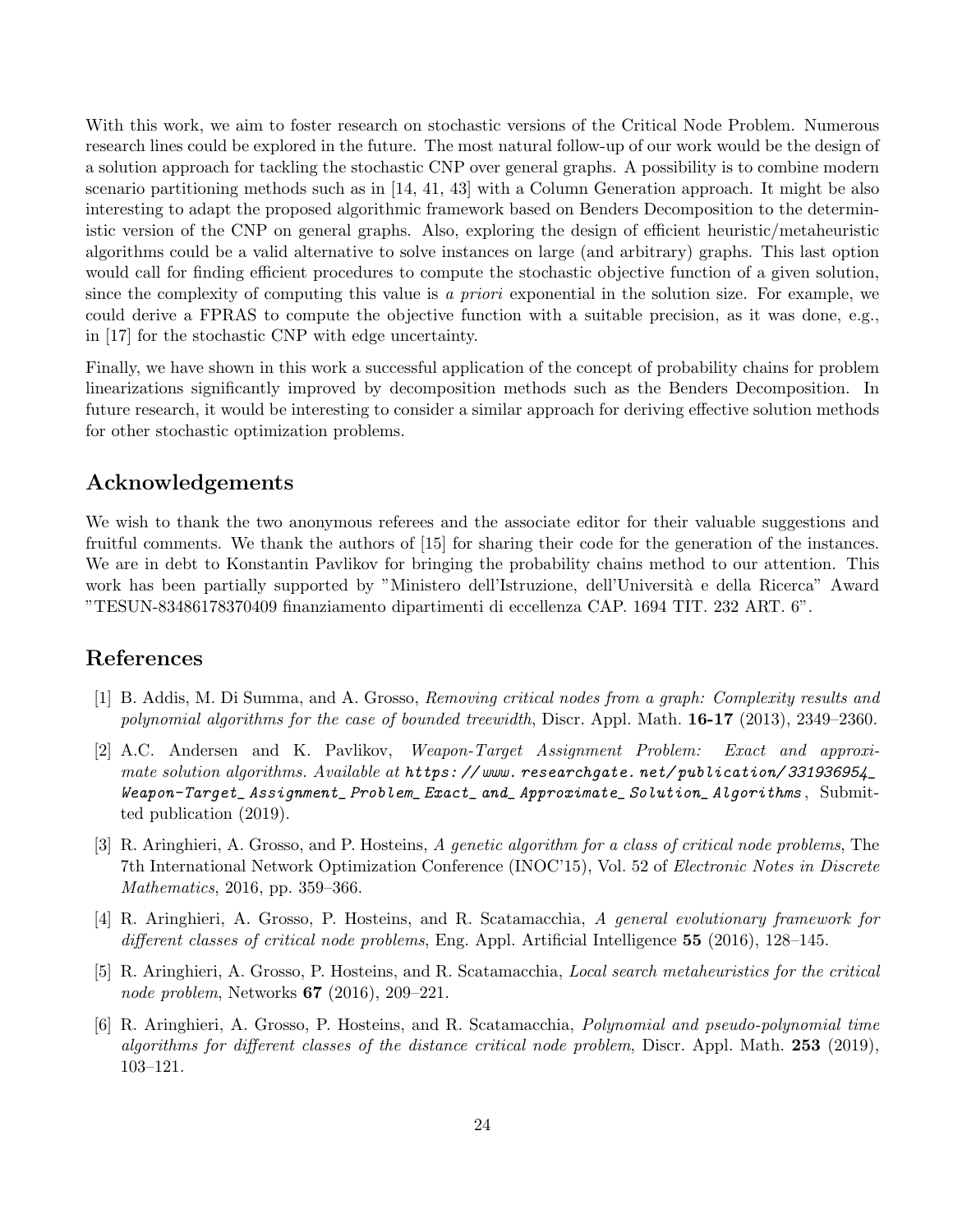With this work, we aim to foster research on stochastic versions of the Critical Node Problem. Numerous research lines could be explored in the future. The most natural follow-up of our work would be the design of a solution approach for tackling the stochastic CNP over general graphs. A possibility is to combine modern scenario partitioning methods such as in [14, 41, 43] with a Column Generation approach. It might be also interesting to adapt the proposed algorithmic framework based on Benders Decomposition to the deterministic version of the CNP on general graphs. Also, exploring the design of efficient heuristic/metaheuristic algorithms could be a valid alternative to solve instances on large (and arbitrary) graphs. This last option would call for finding efficient procedures to compute the stochastic objective function of a given solution, since the complexity of computing this value is *a priori* exponential in the solution size. For example, we could derive a FPRAS to compute the objective function with a suitable precision, as it was done, e.g., in [17] for the stochastic CNP with edge uncertainty.

Finally, we have shown in this work a successful application of the concept of probability chains for problem linearizations significantly improved by decomposition methods such as the Benders Decomposition. In future research, it would be interesting to consider a similar approach for deriving effective solution methods for other stochastic optimization problems.

## Acknowledgements

We wish to thank the two anonymous referees and the associate editor for their valuable suggestions and fruitful comments. We thank the authors of [15] for sharing their code for the generation of the instances. We are in debt to Konstantin Pavlikov for bringing the probability chains method to our attention. This work has been partially supported by "Ministero dell'Istruzione, dell'Università e della Ricerca" Award "TESUN-83486178370409 finanziamento dipartimenti di eccellenza CAP. 1694 TIT. 232 ART. 6".

## References

[1] B. Addis, M. Di Summa, and A. Grosso, *Removing critical nodes from a graph: Complexity results and polynomial algorithms for the case of bounded treewidth*, Discr. Appl. Math. **16-17** (2013), 2349–2360.

[2] A.C. Andersen and K. Pavlikov, *Weapon-Target Assignment Problem: Exact and approximate solution algorithms. Available at* https://www.researchgate.net/publication/331936954_Weapon-Target_Assignment_Problem_Exact_and_Approximate_Solution_Algorithms, Submitted publication (2019).

[3] R. Aringhieri, A. Grosso, and P. Hosteins, *A genetic algorithm for a class of critical node problems*, The 7th International Network Optimization Conference (INOC'15), Vol. 52 of *Electronic Notes in Discrete Mathematics*, 2016, pp. 359–366.

[4] R. Aringhieri, A. Grosso, P. Hosteins, and R. Scatamacchia, *A general evolutionary framework for different classes of critical node problems*, Eng. Appl. Artificial Intelligence **55** (2016), 128–145.

[5] R. Aringhieri, A. Grosso, P. Hosteins, and R. Scatamacchia, *Local search metaheuristics for the critical node problem*, Networks **67** (2016), 209–221.

[6] R. Aringhieri, A. Grosso, P. Hosteins, and R. Scatamacchia, *Polynomial and pseudo-polynomial time algorithms for different classes of the distance critical node problem*, Discr. Appl. Math. **253** (2019), 103–121.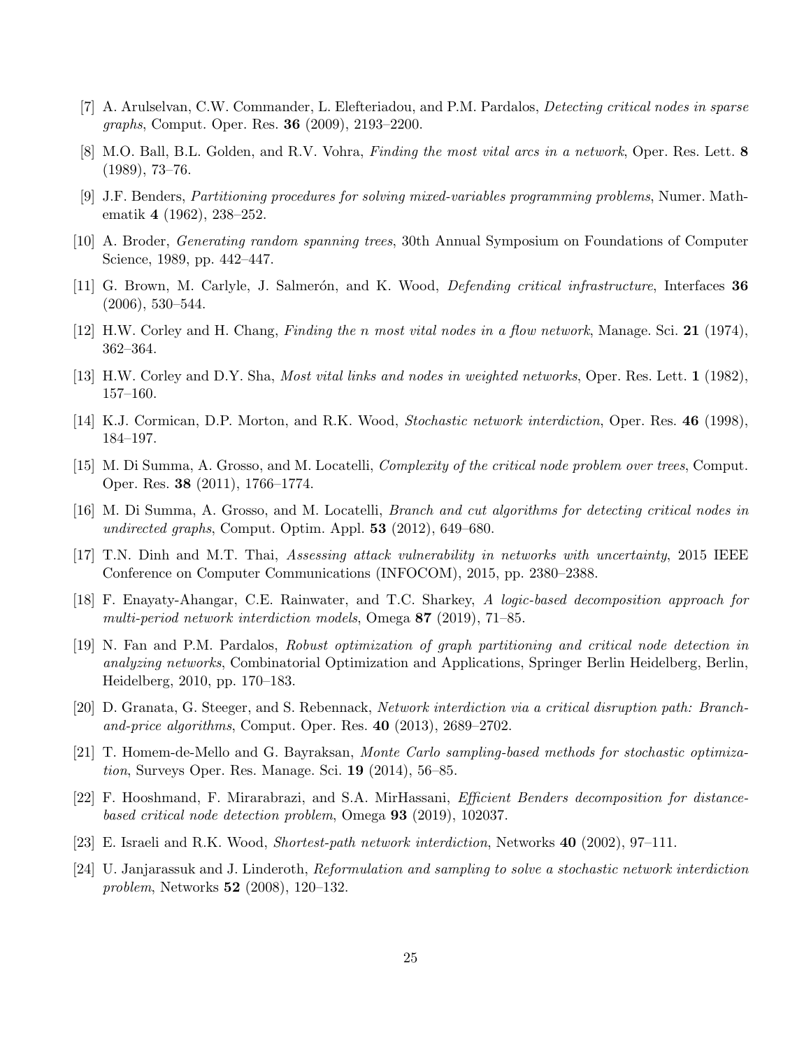[7] A. Arulselvan, C.W. Commander, L. Elefteriadou, and P.M. Pardalos, *Detecting critical nodes in sparse graphs*, Comput. Oper. Res. **36** (2009), 2193–2200.

[8] M.O. Ball, B.L. Golden, and R.V. Vohra, *Finding the most vital arcs in a network*, Oper. Res. Lett. **8** (1989), 73–76.

[9] J.F. Benders, *Partitioning procedures for solving mixed-variables programming problems*, Numer. Mathematik **4** (1962), 238–252.

[10] A. Broder, *Generating random spanning trees*, 30th Annual Symposium on Foundations of Computer Science, 1989, pp. 442–447.

[11] G. Brown, M. Carlyle, J. Salmerón, and K. Wood, *Defending critical infrastructure*, Interfaces **36** (2006), 530–544.

[12] H.W. Corley and H. Chang, *Finding the n most vital nodes in a flow network*, Manage. Sci. **21** (1974), 362–364.

[13] H.W. Corley and D.Y. Sha, *Most vital links and nodes in weighted networks*, Oper. Res. Lett. **1** (1982), 157–160.

[14] K.J. Cormican, D.P. Morton, and R.K. Wood, *Stochastic network interdiction*, Oper. Res. **46** (1998), 184–197.

[15] M. Di Summa, A. Grosso, and M. Locatelli, *Complexity of the critical node problem over trees*, Comput. Oper. Res. **38** (2011), 1766–1774.

[16] M. Di Summa, A. Grosso, and M. Locatelli, *Branch and cut algorithms for detecting critical nodes in undirected graphs*, Comput. Optim. Appl. **53** (2012), 649–680.

[17] T.N. Dinh and M.T. Thai, *Assessing attack vulnerability in networks with uncertainty*, 2015 IEEE Conference on Computer Communications (INFOCOM), 2015, pp. 2380–2388.

[18] F. Enayaty-Ahangar, C.E. Rainwater, and T.C. Sharkey, *A logic-based decomposition approach for multi-period network interdiction models*, Omega **87** (2019), 71–85.

[19] N. Fan and P.M. Pardalos, *Robust optimization of graph partitioning and critical node detection in analyzing networks*, Combinatorial Optimization and Applications, Springer Berlin Heidelberg, Berlin, Heidelberg, 2010, pp. 170–183.

[20] D. Granata, G. Steeger, and S. Rebennack, *Network interdiction via a critical disruption path: Branch-and-price algorithms*, Comput. Oper. Res. **40** (2013), 2689–2702.

[21] T. Homem-de-Mello and G. Bayraksan, *Monte Carlo sampling-based methods for stochastic optimization*, Surveys Oper. Res. Manage. Sci. **19** (2014), 56–85.

[22] F. Hooshmand, F. Mirarabrazi, and S.A. MirHassani, *Efficient Benders decomposition for distance-based critical node detection problem*, Omega **93** (2019), 102037.

[23] E. Israeli and R.K. Wood, *Shortest-path network interdiction*, Networks **40** (2002), 97–111.

[24] U. Janjarassuk and J. Linderoth, *Reformulation and sampling to solve a stochastic network interdiction problem*, Networks **52** (2008), 120–132.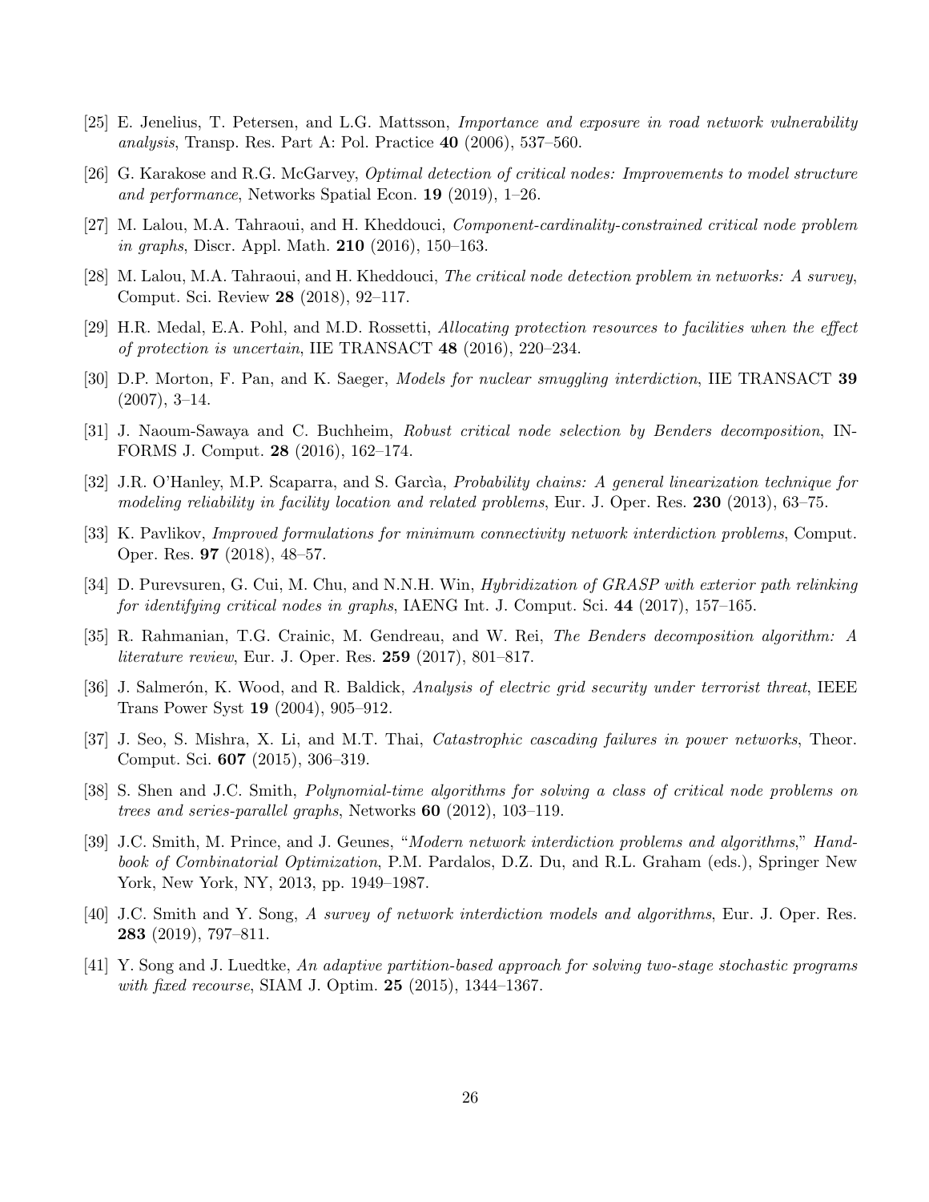[25] E. Jenelius, T. Petersen, and L.G. Mattsson, *Importance and exposure in road network vulnerability analysis*, Transp. Res. Part A: Pol. Practice **40** (2006), 537–560.

[26] G. Karakose and R.G. McGarvey, *Optimal detection of critical nodes: Improvements to model structure and performance*, Networks Spatial Econ. **19** (2019), 1–26.

[27] M. Lalou, M.A. Tahraoui, and H. Kheddouci, *Component-cardinality-constrained critical node problem in graphs*, Discr. Appl. Math. **210** (2016), 150–163.

[28] M. Lalou, M.A. Tahraoui, and H. Kheddouci, *The critical node detection problem in networks: A survey*, Comput. Sci. Review **28** (2018), 92–117.

[29] H.R. Medal, E.A. Pohl, and M.D. Rossetti, *Allocating protection resources to facilities when the effect of protection is uncertain*, IIE TRANSACT **48** (2016), 220–234.

[30] D.P. Morton, F. Pan, and K. Saeger, *Models for nuclear smuggling interdiction*, IIE TRANSACT **39** (2007), 3–14.

[31] J. Naoum-Sawaya and C. Buchheim, *Robust critical node selection by Benders decomposition*, INFORMS J. Comput. **28** (2016), 162–174.

[32] J.R. O'Hanley, M.P. Scaparra, and S. Garcìa, *Probability chains: A general linearization technique for modeling reliability in facility location and related problems*, Eur. J. Oper. Res. **230** (2013), 63–75.

[33] K. Pavlikov, *Improved formulations for minimum connectivity network interdiction problems*, Comput. Oper. Res. **97** (2018), 48–57.

[34] D. Purevsuren, G. Cui, M. Chu, and N.N.H. Win, *Hybridization of GRASP with exterior path relinking for identifying critical nodes in graphs*, IAENG Int. J. Comput. Sci. **44** (2017), 157–165.

[35] R. Rahmanian, T.G. Crainic, M. Gendreau, and W. Rei, *The Benders decomposition algorithm: A literature review*, Eur. J. Oper. Res. **259** (2017), 801–817.

[36] J. Salmerón, K. Wood, and R. Baldick, *Analysis of electric grid security under terrorist threat*, IEEE Trans Power Syst **19** (2004), 905–912.

[37] J. Seo, S. Mishra, X. Li, and M.T. Thai, *Catastrophic cascading failures in power networks*, Theor. Comput. Sci. **607** (2015), 306–319.

[38] S. Shen and J.C. Smith, *Polynomial-time algorithms for solving a class of critical node problems on trees and series-parallel graphs*, Networks **60** (2012), 103–119.

[39] J.C. Smith, M. Prince, and J. Geunes, "*Modern network interdiction problems and algorithms*," *Handbook of Combinatorial Optimization*, P.M. Pardalos, D.Z. Du, and R.L. Graham (eds.), Springer New York, New York, NY, 2013, pp. 1949–1987.

[40] J.C. Smith and Y. Song, *A survey of network interdiction models and algorithms*, Eur. J. Oper. Res. **283** (2019), 797–811.

[41] Y. Song and J. Luedtke, *An adaptive partition-based approach for solving two-stage stochastic programs with fixed recourse*, SIAM J. Optim. **25** (2015), 1344–1367.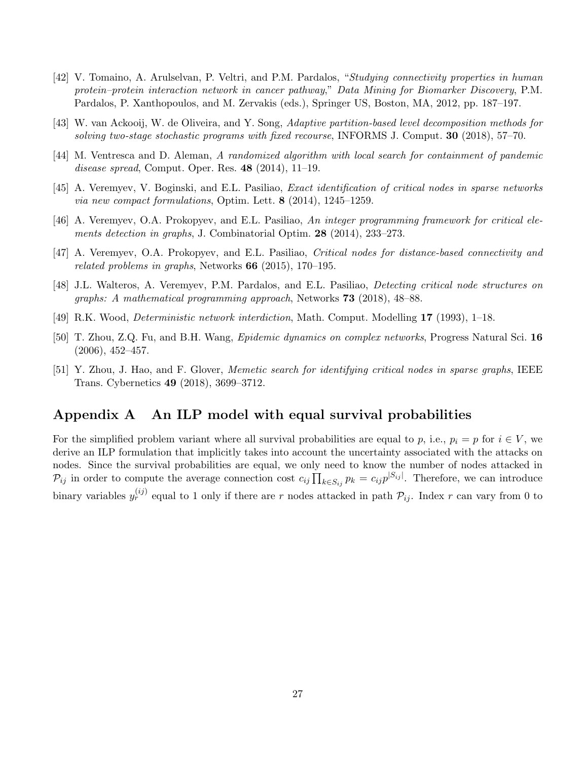[42] V. Tomaino, A. Arulselvan, P. Veltri, and P.M. Pardalos, "*Studying connectivity properties in human protein–protein interaction network in cancer pathway*," *Data Mining for Biomarker Discovery*, P.M. Pardalos, P. Xanthopoulos, and M. Zervakis (eds.), Springer US, Boston, MA, 2012, pp. 187–197.

[43] W. van Ackooij, W. de Oliveira, and Y. Song, *Adaptive partition-based level decomposition methods for solving two-stage stochastic programs with fixed recourse*, INFORMS J. Comput. **30** (2018), 57–70.

[44] M. Ventresca and D. Aleman, *A randomized algorithm with local search for containment of pandemic disease spread*, Comput. Oper. Res. **48** (2014), 11–19.

[45] A. Veremyev, V. Boginski, and E.L. Pasiliao, *Exact identification of critical nodes in sparse networks via new compact formulations*, Optim. Lett. **8** (2014), 1245–1259.

[46] A. Veremyev, O.A. Prokopyev, and E.L. Pasiliao, *An integer programming framework for critical elements detection in graphs*, J. Combinatorial Optim. **28** (2014), 233–273.

[47] A. Veremyev, O.A. Prokopyev, and E.L. Pasiliao, *Critical nodes for distance-based connectivity and related problems in graphs*, Networks **66** (2015), 170–195.

[48] J.L. Walteros, A. Veremyev, P.M. Pardalos, and E.L. Pasiliao, *Detecting critical node structures on graphs: A mathematical programming approach*, Networks **73** (2018), 48–88.

[49] R.K. Wood, *Deterministic network interdiction*, Math. Comput. Modelling **17** (1993), 1–18.

[50] T. Zhou, Z.Q. Fu, and B.H. Wang, *Epidemic dynamics on complex networks*, Progress Natural Sci. **16** (2006), 452–457.

[51] Y. Zhou, J. Hao, and F. Glover, *Memetic search for identifying critical nodes in sparse graphs*, IEEE Trans. Cybernetics **49** (2018), 3699–3712.

## Appendix A An ILP model with equal survival probabilities

For the simplified problem variant where all survival probabilities are equal to $p$, i.e., $p_i = p$ for $i \in V$, we derive an ILP formulation that implicitly takes into account the uncertainty associated with the attacks on nodes. Since the survival probabilities are equal, we only need to know the number of nodes attacked in $\mathcal{P}_{ij}$ in order to compute the average connection cost $c_{ij} \prod_{k \in S_{ij}} p_k = c_{ij} p^{|S_{ij}|}$. Therefore, we can introduce binary variables $y_r^{(ij)}$ equal to 1 only if there are $r$ nodes attacked in path $\mathcal{P}_{ij}$. Index $r$ can vary from 0 to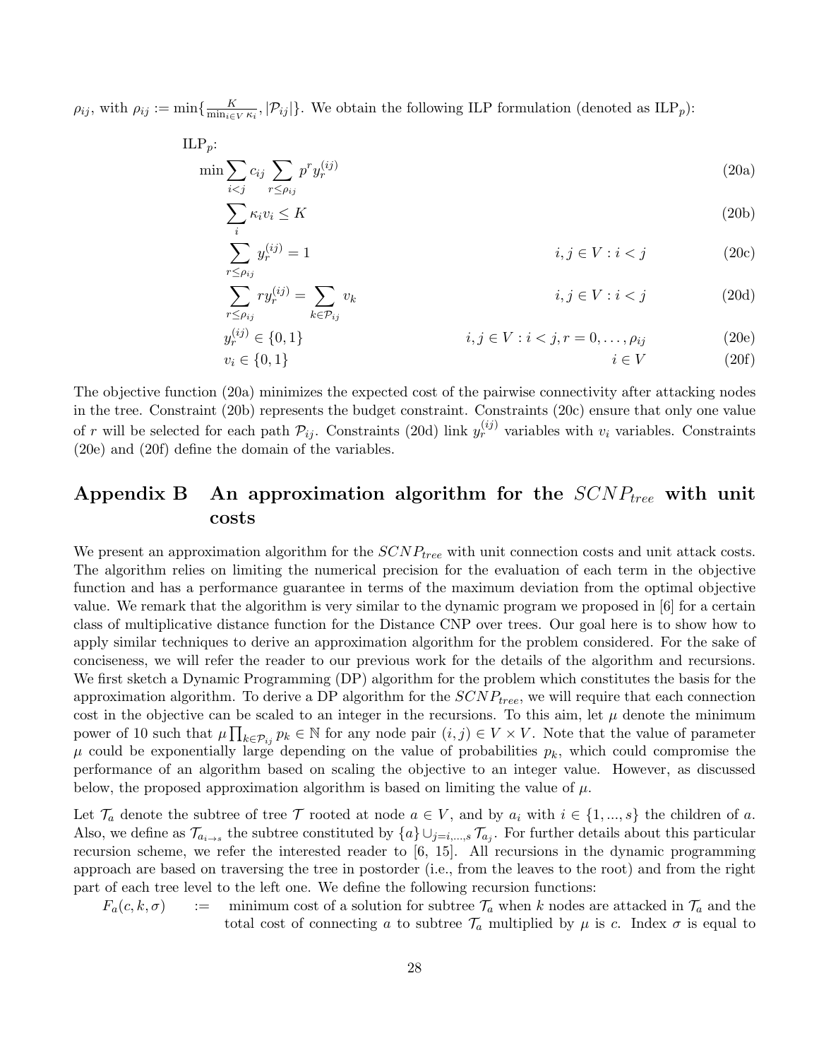$\rho_{ij}$, with $\rho_{ij} := \min\{\frac{K}{\min_{i \in V} \kappa_i}, |\mathcal{P}_{ij}|\}$. We obtain the following ILP formulation (denoted as ILP$_p$):

ILP$_p$:

$$\min \sum_{i<j} c_{ij} \sum_{r \leq \rho_{ij}} p^r y_r^{(ij)} \tag{20a}$$

$$\sum_i \kappa_i v_i \leq K \tag{20b}$$

$$\sum_{r \leq \rho_{ij}} y_r^{(ij)} = 1 \qquad i, j \in V : i < j \tag{20c}$$

$$\sum_{r \leq \rho_{ij}} r y_r^{(ij)} = \sum_{k \in \mathcal{P}_{ij}} v_k \qquad i, j \in V : i < j \tag{20d}$$

$$y_r^{(ij)} \in \{0, 1\} \qquad i, j \in V : i < j, r = 0, \ldots, \rho_{ij} \tag{20e}$$

$$v_i \in \{0, 1\} \qquad i \in V \tag{20f}$$

The objective function (20a) minimizes the expected cost of the pairwise connectivity after attacking nodes in the tree. Constraint (20b) represents the budget constraint. Constraints (20c) ensure that only one value of $r$ will be selected for each path $\mathcal{P}_{ij}$. Constraints (20d) link $y_r^{(ij)}$ variables with $v_i$ variables. Constraints (20e) and (20f) define the domain of the variables.

# Appendix B An approximation algorithm for the $SCNP_{tree}$ with unit costs

We present an approximation algorithm for the $SCNP_{tree}$ with unit connection costs and unit attack costs. The algorithm relies on limiting the numerical precision for the evaluation of each term in the objective function and has a performance guarantee in terms of the maximum deviation from the optimal objective value. We remark that the algorithm is very similar to the dynamic program we proposed in [6] for a certain class of multiplicative distance function for the Distance CNP over trees. Our goal here is to show how to apply similar techniques to derive an approximation algorithm for the problem considered. For the sake of conciseness, we will refer the reader to our previous work for the details of the algorithm and recursions. We first sketch a Dynamic Programming (DP) algorithm for the problem which constitutes the basis for the approximation algorithm. To derive a DP algorithm for the $SCNP_{tree}$, we will require that each connection cost in the objective can be scaled to an integer in the recursions. To this aim, let $\mu$ denote the minimum power of 10 such that $\mu \prod_{k \in \mathcal{P}_{ij}} p_k \in \mathbb{N}$ for any node pair $(i, j) \in V \times V$. Note that the value of parameter $\mu$ could be exponentially large depending on the value of probabilities $p_k$, which could compromise the performance of an algorithm based on scaling the objective to an integer value. However, as discussed below, the proposed approximation algorithm is based on limiting the value of $\mu$.

Let $\mathcal{T}_a$ denote the subtree of tree $\mathcal{T}$ rooted at node $a \in V$, and by $a_i$ with $i \in \{1, ..., s\}$ the children of $a$. Also, we define as $\mathcal{T}_{a_{i \to s}}$ the subtree constituted by $\{a\} \cup_{j=i,...,s} \mathcal{T}_{a_j}$. For further details about this particular recursion scheme, we refer the interested reader to [6, 15]. All recursions in the dynamic programming approach are based on traversing the tree in postorder (i.e., from the leaves to the root) and from the right part of each tree level to the left one. We define the following recursion functions:

$F_a(c, k, \sigma)$ := minimum cost of a solution for subtree $\mathcal{T}_a$ when $k$ nodes are attacked in $\mathcal{T}_a$ and the total cost of connecting $a$ to subtree $\mathcal{T}_a$ multiplied by $\mu$ is $c$. Index $\sigma$ is equal to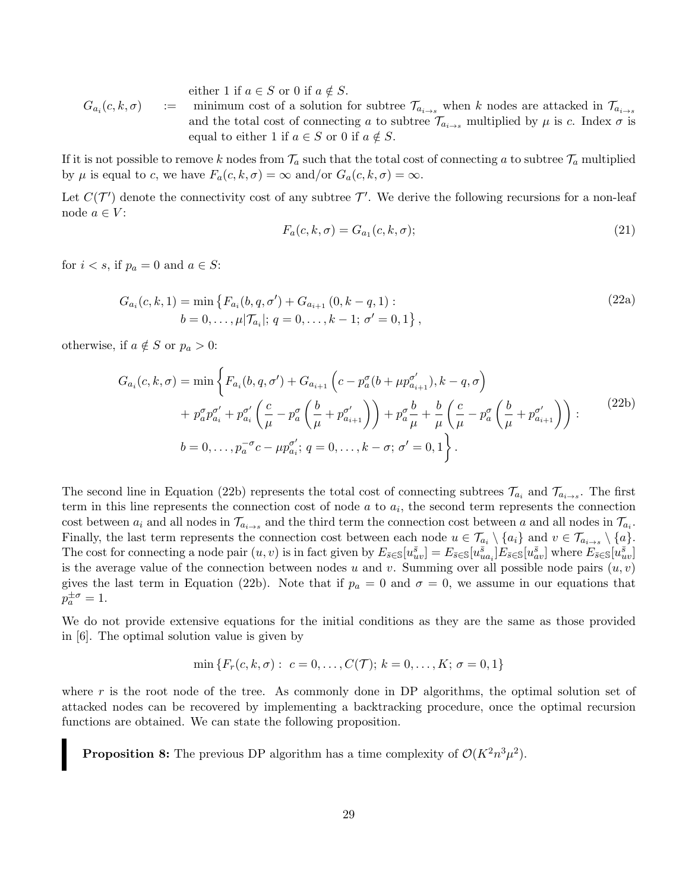either 1 if $a \in S$ or 0 if $a \notin S$.

$G_{a_i}(c, k, \sigma) \quad :=$ minimum cost of a solution for subtree $\mathcal{T}_{a_{i\to s}}$ when $k$ nodes are attacked in $\mathcal{T}_{a_{i\to s}}$ and the total cost of connecting $a$ to subtree $\mathcal{T}_{a_{i\to s}}$ multiplied by $\mu$ is $c$. Index $\sigma$ is equal to either 1 if $a \in S$ or 0 if $a \notin S$.

If it is not possible to remove $k$ nodes from $\mathcal{T}_a$ such that the total cost of connecting $a$ to subtree $\mathcal{T}_a$ multiplied by $\mu$ is equal to $c$, we have $F_a(c, k, \sigma) = \infty$ and/or $G_a(c, k, \sigma) = \infty$.

Let $C(\mathcal{T}')$ denote the connectivity cost of any subtree $\mathcal{T}'$. We derive the following recursions for a non-leaf node $a \in V$:

$$F_a(c, k, \sigma) = G_{a_1}(c, k, \sigma); \tag{21}$$

for $i < s$, if $p_a = 0$ and $a \in S$:

$$\begin{aligned} G_{a_i}(c, k, 1) = \min \big\{ & F_{a_i}(b, q, \sigma') + G_{a_{i+1}}(0, k-q, 1) : \\ & b = 0, \ldots, \mu|\mathcal{T}_{a_i}|;\ q = 0, \ldots, k-1;\ \sigma' = 0, 1 \big\}, \end{aligned} \tag{22a}$$

otherwise, if $a \notin S$ or $p_a > 0$:

$$\begin{aligned} G_{a_i}(c, k, \sigma) = \min \Bigg\{ & F_{a_i}(b, q, \sigma') + G_{a_{i+1}}\left(c - p_a^{\sigma}(b + \mu p_{a_{i+1}}^{\sigma'}), k - q, \sigma\right) \\ & + p_a^{\sigma} p_{a_i}^{\sigma'} + p_{a_i}^{\sigma'}\left(\frac{c}{\mu} - p_a^{\sigma}\left(\frac{b}{\mu} + p_{a_{i+1}}^{\sigma'}\right)\right) + p_a^{\sigma}\frac{b}{\mu} + \frac{b}{\mu}\left(\frac{c}{\mu} - p_a^{\sigma}\left(\frac{b}{\mu} + p_{a_{i+1}}^{\sigma'}\right)\right) : \\ & b = 0, \ldots, p_a^{-\sigma} c - \mu p_{a_i}^{\sigma'};\ q = 0, \ldots, k - \sigma;\ \sigma' = 0, 1 \Bigg\}. \end{aligned} \tag{22b}$$

The second line in Equation (22b) represents the total cost of connecting subtrees $\mathcal{T}_{a_i}$ and $\mathcal{T}_{a_{i\to s}}$. The first term in this line represents the connection cost of node $a$ to $a_i$, the second term represents the connection cost between $a_i$ and all nodes in $\mathcal{T}_{a_{i\to s}}$ and the third term the connection cost between $a$ and all nodes in $\mathcal{T}_{a_i}$. Finally, the last term represents the connection cost between each node $u \in \mathcal{T}_{a_i} \setminus \{a_i\}$ and $v \in \mathcal{T}_{a_{i\to s}} \setminus \{a\}$. The cost for connecting a node pair $(u, v)$ is in fact given by $E_{\bar{s}\in\mathbb{S}}[u_{uv}^{\bar{s}}] = E_{\bar{s}\in\mathbb{S}}[u_{ua_i}^{\bar{s}}]E_{\bar{s}\in\mathbb{S}}[u_{av}^{\bar{s}}]$ where $E_{\bar{s}\in\mathbb{S}}[u_{uv}^{\bar{s}}]$ is the average value of the connection between nodes $u$ and $v$. Summing over all possible node pairs $(u, v)$ gives the last term in Equation (22b). Note that if $p_a = 0$ and $\sigma = 0$, we assume in our equations that $p_a^{\pm\sigma} = 1$.

We do not provide extensive equations for the initial conditions as they are the same as those provided in [6]. The optimal solution value is given by

$$\min\left\{F_r(c, k, \sigma) :\ c = 0, \ldots, C(\mathcal{T});\ k = 0, \ldots, K;\ \sigma = 0, 1\right\}$$

where $r$ is the root node of the tree. As commonly done in DP algorithms, the optimal solution set of attacked nodes can be recovered by implementing a backtracking procedure, once the optimal recursion functions are obtained. We can state the following proposition.

**Proposition 8:** The previous DP algorithm has a time complexity of $\mathcal{O}(K^2 n^3 \mu^2)$.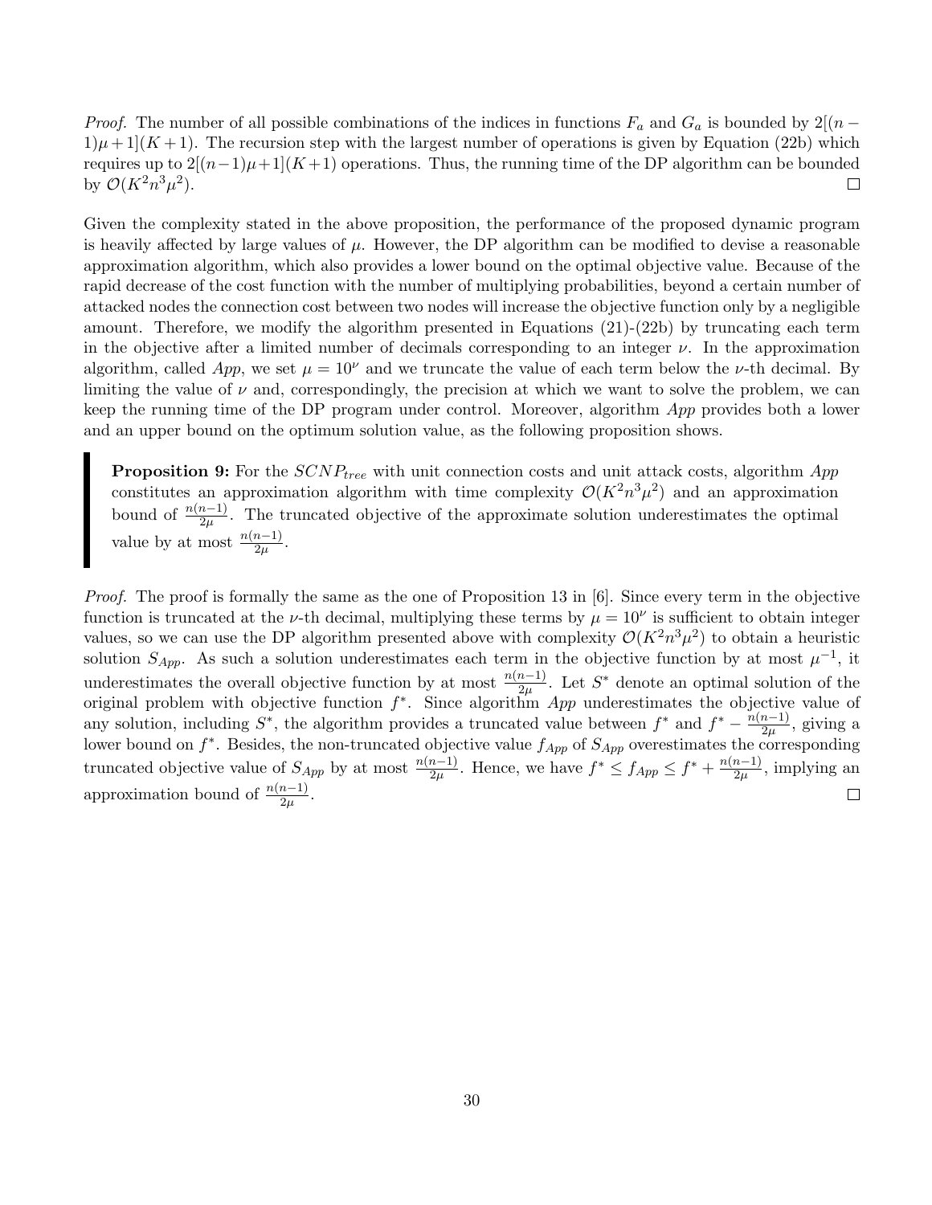*Proof.* The number of all possible combinations of the indices in functions $F_a$ and $G_a$ is bounded by $2[(n-1)\mu+1](K+1)$. The recursion step with the largest number of operations is given by Equation (22b) which requires up to $2[(n-1)\mu+1](K+1)$ operations. Thus, the running time of the DP algorithm can be bounded by $\mathcal{O}(K^2n^3\mu^2)$. □

Given the complexity stated in the above proposition, the performance of the proposed dynamic program is heavily affected by large values of $\mu$. However, the DP algorithm can be modified to devise a reasonable approximation algorithm, which also provides a lower bound on the optimal objective value. Because of the rapid decrease of the cost function with the number of multiplying probabilities, beyond a certain number of attacked nodes the connection cost between two nodes will increase the objective function only by a negligible amount. Therefore, we modify the algorithm presented in Equations (21)-(22b) by truncating each term in the objective after a limited number of decimals corresponding to an integer $\nu$. In the approximation algorithm, called *App*, we set $\mu = 10^\nu$ and we truncate the value of each term below the $\nu$-th decimal. By limiting the value of $\nu$ and, correspondingly, the precision at which we want to solve the problem, we can keep the running time of the DP program under control. Moreover, algorithm *App* provides both a lower and an upper bound on the optimum solution value, as the following proposition shows.

> **Proposition 9:** For the $SCNP_{tree}$ with unit connection costs and unit attack costs, algorithm *App* constitutes an approximation algorithm with time complexity $\mathcal{O}(K^2n^3\mu^2)$ and an approximation bound of $\frac{n(n-1)}{2\mu}$. The truncated objective of the approximate solution underestimates the optimal value by at most $\frac{n(n-1)}{2\mu}$.

*Proof.* The proof is formally the same as the one of Proposition 13 in [6]. Since every term in the objective function is truncated at the $\nu$-th decimal, multiplying these terms by $\mu = 10^\nu$ is sufficient to obtain integer values, so we can use the DP algorithm presented above with complexity $\mathcal{O}(K^2n^3\mu^2)$ to obtain a heuristic solution $S_{App}$. As such a solution underestimates each term in the objective function by at most $\mu^{-1}$, it underestimates the overall objective function by at most $\frac{n(n-1)}{2\mu}$. Let $S^*$ denote an optimal solution of the original problem with objective function $f^*$. Since algorithm *App* underestimates the objective value of any solution, including $S^*$, the algorithm provides a truncated value between $f^*$ and $f^* - \frac{n(n-1)}{2\mu}$, giving a lower bound on $f^*$. Besides, the non-truncated objective value $f_{App}$ of $S_{App}$ overestimates the corresponding truncated objective value of $S_{App}$ by at most $\frac{n(n-1)}{2\mu}$. Hence, we have $f^* \leq f_{App} \leq f^* + \frac{n(n-1)}{2\mu}$, implying an approximation bound of $\frac{n(n-1)}{2\mu}$. □